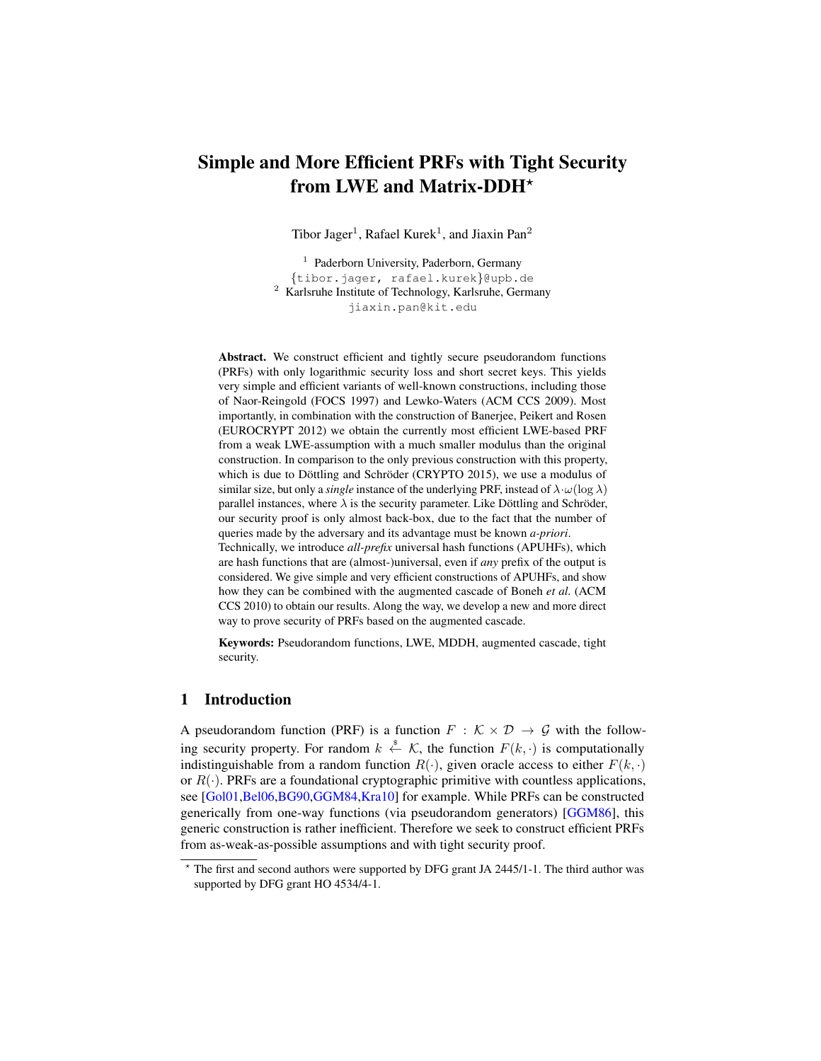# Simple and More Efficient PRFs with Tight Security from LWE and Matrix-DDH*

Tibor Jager[1], Rafael Kurek[1], and Jiaxin Pan[2]

[1] Paderborn University, Paderborn, Germany
{tibor.jager, rafael.kurek}@upb.de
[2] Karlsruhe Institute of Technology, Karlsruhe, Germany
jiaxin.pan@kit.edu

**Abstract.** We construct efficient and tightly secure pseudorandom functions (PRFs) with only logarithmic security loss and short secret keys. This yields very simple and efficient variants of well-known constructions, including those of Naor-Reingold (FOCS 1997) and Lewko-Waters (ACM CCS 2009). Most importantly, in combination with the construction of Banerjee, Peikert and Rosen (EUROCRYPT 2012) we obtain the currently most efficient LWE-based PRF from a weak LWE-assumption with a much smaller modulus than the original construction. In comparison to the only previous construction with this property, which is due to Döttling and Schröder (CRYPTO 2015), we use a modulus of similar size, but only a *single* instance of the underlying PRF, instead of $\lambda \cdot \omega(\log \lambda)$ parallel instances, where $\lambda$ is the security parameter. Like Döttling and Schröder, our security proof is only almost back-box, due to the fact that the number of queries made by the adversary and its advantage must be known *a-priori*.
Technically, we introduce *all-prefix* universal hash functions (APUHFs), which are hash functions that are (almost-)universal, even if *any* prefix of the output is considered. We give simple and very efficient constructions of APUHFs, and show how they can be combined with the augmented cascade of Boneh *et al.* (ACM CCS 2010) to obtain our results. Along the way, we develop a new and more direct way to prove security of PRFs based on the augmented cascade.

**Keywords:** Pseudorandom functions, LWE, MDDH, augmented cascade, tight security.

## 1 Introduction

A pseudorandom function (PRF) is a function $F : \mathcal{K} \times \mathcal{D} \to \mathcal{G}$ with the following security property. For random $k \stackrel{\$}{\leftarrow} \mathcal{K}$, the function $F(k, \cdot)$ is computationally indistinguishable from a random function $R(\cdot)$, given oracle access to either $F(k, \cdot)$ or $R(\cdot)$. PRFs are a foundational cryptographic primitive with countless applications, see [Gol01,Bel06,BG90,GGM84,Kra10] for example. While PRFs can be constructed generically from one-way functions (via pseudorandom generators) [GGM86], this generic construction is rather inefficient. Therefore we seek to construct efficient PRFs from as-weak-as-possible assumptions and with tight security proof.

* The first and second authors were supported by DFG grant JA 2445/1-1. The third author was supported by DFG grant HO 4534/4-1.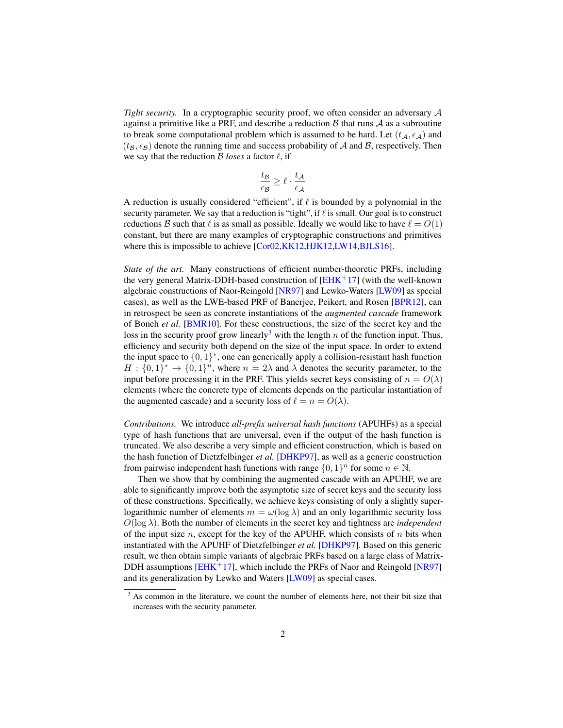*Tight security.* In a cryptographic security proof, we often consider an adversary $\mathcal{A}$ against a primitive like a PRF, and describe a reduction $\mathcal{B}$ that runs $\mathcal{A}$ as a subroutine to break some computational problem which is assumed to be hard. Let $(t_\mathcal{A}, \epsilon_\mathcal{A})$ and $(t_\mathcal{B}, \epsilon_\mathcal{B})$ denote the running time and success probability of $\mathcal{A}$ and $\mathcal{B}$, respectively. Then we say that the reduction $\mathcal{B}$ *loses* a factor $\ell$, if

$$\frac{t_\mathcal{B}}{\epsilon_\mathcal{B}} \geq \ell \cdot \frac{t_\mathcal{A}}{\epsilon_\mathcal{A}}$$

A reduction is usually considered "efficient", if $\ell$ is bounded by a polynomial in the security parameter. We say that a reduction is "tight", if $\ell$ is small. Our goal is to construct reductions $\mathcal{B}$ such that $\ell$ is as small as possible. Ideally we would like to have $\ell = O(1)$ constant, but there are many examples of cryptographic constructions and primitives where this is impossible to achieve [Cor02,KK12,HJK12,LW14,BJLS16].

*State of the art.* Many constructions of efficient number-theoretic PRFs, including the very general Matrix-DDH-based construction of [EHK+17] (with the well-known algebraic constructions of Naor-Reingold [NR97] and Lewko-Waters [LW09] as special cases), as well as the LWE-based PRF of Banerjee, Peikert, and Rosen [BPR12], can in retrospect be seen as concrete instantiations of the *augmented cascade* framework of Boneh *et al.* [BMR10]. For these constructions, the size of the secret key and the loss in the security proof grow linearly[3] with the length $n$ of the function input. Thus, efficiency and security both depend on the size of the input space. In order to extend the input space to $\{0,1\}^*$, one can generically apply a collision-resistant hash function $H : \{0,1\}^* \to \{0,1\}^n$, where $n = 2\lambda$ and $\lambda$ denotes the security parameter, to the input before processing it in the PRF. This yields secret keys consisting of $n = O(\lambda)$ elements (where the concrete type of elements depends on the particular instantiation of the augmented cascade) and a security loss of $\ell = n = O(\lambda)$.

*Contributions.* We introduce *all-prefix universal hash functions* (APUHFs) as a special type of hash functions that are universal, even if the output of the hash function is truncated. We also describe a very simple and efficient construction, which is based on the hash function of Dietzfelbinger *et al.* [DHKP97], as well as a generic construction from pairwise independent hash functions with range $\{0,1\}^n$ for some $n \in \mathbb{N}$.

Then we show that by combining the augmented cascade with an APUHF, we are able to significantly improve both the asymptotic size of secret keys and the security loss of these constructions. Specifically, we achieve keys consisting of only a slightly super-logarithmic number of elements $m = \omega(\log \lambda)$ and an only logarithmic security loss $O(\log \lambda)$. Both the number of elements in the secret key and tightness are *independent* of the input size $n$, except for the key of the APUHF, which consists of $n$ bits when instantiated with the APUHF of Dietzfelbinger *et al.* [DHKP97]. Based on this generic result, we then obtain simple variants of algebraic PRFs based on a large class of Matrix-DDH assumptions [EHK+17], which include the PRFs of Naor and Reingold [NR97] and its generalization by Lewko and Waters [LW09] as special cases.

[3] As common in the literature, we count the number of elements here, not their bit size that increases with the security parameter.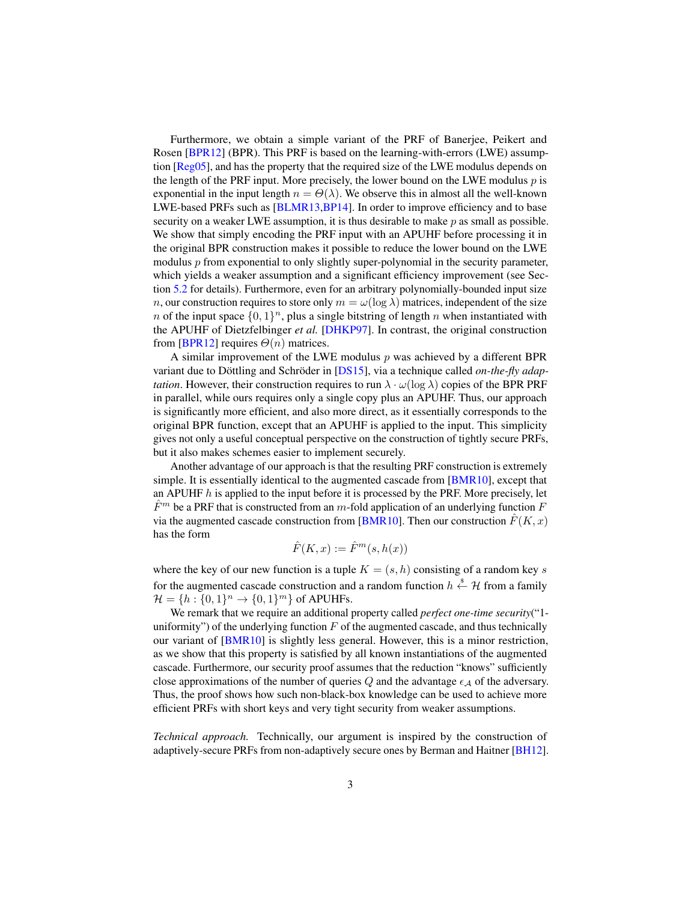Furthermore, we obtain a simple variant of the PRF of Banerjee, Peikert and Rosen [BPR12] (BPR). This PRF is based on the learning-with-errors (LWE) assumption [Reg05], and has the property that the required size of the LWE modulus depends on the length of the PRF input. More precisely, the lower bound on the LWE modulus $p$ is exponential in the input length $n = \Theta(\lambda)$. We observe this in almost all the well-known LWE-based PRFs such as [BLMR13,BP14]. In order to improve efficiency and to base security on a weaker LWE assumption, it is thus desirable to make $p$ as small as possible. We show that simply encoding the PRF input with an APUHF before processing it in the original BPR construction makes it possible to reduce the lower bound on the LWE modulus $p$ from exponential to only slightly super-polynomial in the security parameter, which yields a weaker assumption and a significant efficiency improvement (see Section 5.2 for details). Furthermore, even for an arbitrary polynomially-bounded input size $n$, our construction requires to store only $m = \omega(\log \lambda)$ matrices, independent of the size $n$ of the input space $\{0,1\}^n$, plus a single bitstring of length $n$ when instantiated with the APUHF of Dietzfelbinger *et al.* [DHKP97]. In contrast, the original construction from [BPR12] requires $\Theta(n)$ matrices.

A similar improvement of the LWE modulus $p$ was achieved by a different BPR variant due to Döttling and Schröder in [DS15], via a technique called *on-the-fly adaptation*. However, their construction requires to run $\lambda \cdot \omega(\log \lambda)$ copies of the BPR PRF in parallel, while ours requires only a single copy plus an APUHF. Thus, our approach is significantly more efficient, and also more direct, as it essentially corresponds to the original BPR function, except that an APUHF is applied to the input. This simplicity gives not only a useful conceptual perspective on the construction of tightly secure PRFs, but it also makes schemes easier to implement securely.

Another advantage of our approach is that the resulting PRF construction is extremely simple. It is essentially identical to the augmented cascade from [BMR10], except that an APUHF $h$ is applied to the input before it is processed by the PRF. More precisely, let $\hat{F}^m$ be a PRF that is constructed from an $m$-fold application of an underlying function $F$ via the augmented cascade construction from [BMR10]. Then our construction $\hat{F}(K, x)$ has the form

$$\hat{F}(K, x) := \hat{F}^m(s, h(x))$$

where the key of our new function is a tuple $K = (s, h)$ consisting of a random key $s$ for the augmented cascade construction and a random function $h \xleftarrow{\$} \mathcal{H}$ from a family $\mathcal{H} = \{h : \{0,1\}^n \to \{0,1\}^m\}$ of APUHFs.

We remark that we require an additional property called *perfect one-time security*("1-uniformity") of the underlying function $F$ of the augmented cascade, and thus technically our variant of [BMR10] is slightly less general. However, this is a minor restriction, as we show that this property is satisfied by all known instantiations of the augmented cascade. Furthermore, our security proof assumes that the reduction "knows" sufficiently close approximations of the number of queries $Q$ and the advantage $\epsilon_{\mathcal{A}}$ of the adversary. Thus, the proof shows how such non-black-box knowledge can be used to achieve more efficient PRFs with short keys and very tight security from weaker assumptions.

*Technical approach.* Technically, our argument is inspired by the construction of adaptively-secure PRFs from non-adaptively secure ones by Berman and Haitner [BH12].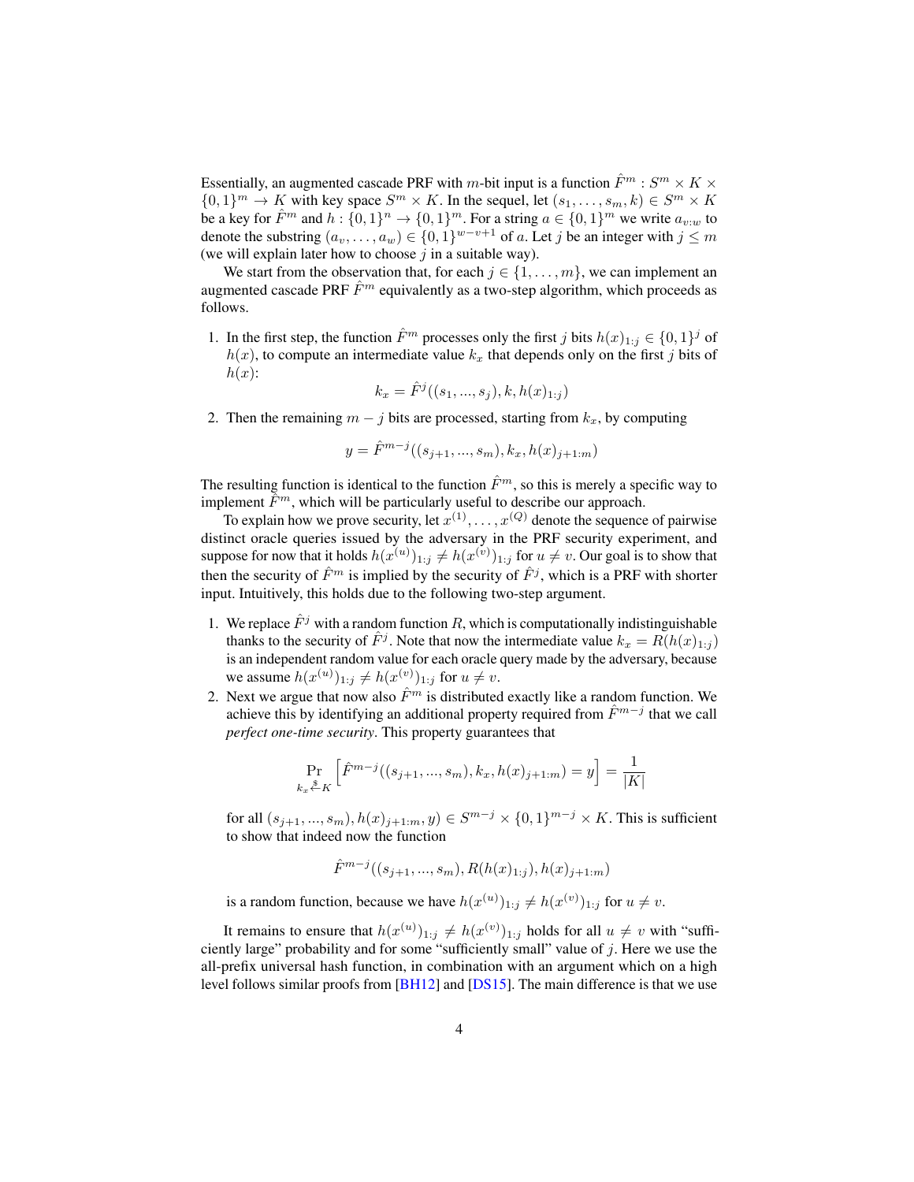Essentially, an augmented cascade PRF with $m$-bit input is a function $\hat{F}^m : S^m \times K \times \{0,1\}^m \to K$ with key space $S^m \times K$. In the sequel, let $(s_1, \ldots, s_m, k) \in S^m \times K$ be a key for $\hat{F}^m$ and $h : \{0,1\}^n \to \{0,1\}^m$. For a string $a \in \{0,1\}^m$ we write $a_{v:w}$ to denote the substring $(a_v, \ldots, a_w) \in \{0,1\}^{w-v+1}$ of $a$. Let $j$ be an integer with $j \leq m$ (we will explain later how to choose $j$ in a suitable way).

We start from the observation that, for each $j \in \{1, \ldots, m\}$, we can implement an augmented cascade PRF $\hat{F}^m$ equivalently as a two-step algorithm, which proceeds as follows.

1. In the first step, the function $\hat{F}^m$ processes only the first $j$ bits $h(x)_{1:j} \in \{0,1\}^j$ of $h(x)$, to compute an intermediate value $k_x$ that depends only on the first $j$ bits of $h(x)$:
$$k_x = \hat{F}^j((s_1, ..., s_j), k, h(x)_{1:j})$$
2. Then the remaining $m - j$ bits are processed, starting from $k_x$, by computing
$$y = \hat{F}^{m-j}((s_{j+1}, ..., s_m), k_x, h(x)_{j+1:m})$$

The resulting function is identical to the function $\hat{F}^m$, so this is merely a specific way to implement $\hat{F}^m$, which will be particularly useful to describe our approach.

To explain how we prove security, let $x^{(1)}, \ldots, x^{(Q)}$ denote the sequence of pairwise distinct oracle queries issued by the adversary in the PRF security experiment, and suppose for now that it holds $h(x^{(u)})_{1:j} \neq h(x^{(v)})_{1:j}$ for $u \neq v$. Our goal is to show that then the security of $\hat{F}^m$ is implied by the security of $\hat{F}^j$, which is a PRF with shorter input. Intuitively, this holds due to the following two-step argument.

1. We replace $\hat{F}^j$ with a random function $R$, which is computationally indistinguishable thanks to the security of $\hat{F}^j$. Note that now the intermediate value $k_x = R(h(x)_{1:j})$ is an independent random value for each oracle query made by the adversary, because we assume $h(x^{(u)})_{1:j} \neq h(x^{(v)})_{1:j}$ for $u \neq v$.
2. Next we argue that now also $\hat{F}^m$ is distributed exactly like a random function. We achieve this by identifying an additional property required from $\hat{F}^{m-j}$ that we call *perfect one-time security*. This property guarantees that
$$\Pr_{k_x \xleftarrow{\$} K} \left[ \hat{F}^{m-j}((s_{j+1}, ..., s_m), k_x, h(x)_{j+1:m}) = y \right] = \frac{1}{|K|}$$
for all $(s_{j+1}, ..., s_m), h(x)_{j+1:m}, y) \in S^{m-j} \times \{0,1\}^{m-j} \times K$. This is sufficient to show that indeed now the function
$$\hat{F}^{m-j}((s_{j+1}, ..., s_m), R(h(x)_{1:j}), h(x)_{j+1:m})$$
is a random function, because we have $h(x^{(u)})_{1:j} \neq h(x^{(v)})_{1:j}$ for $u \neq v$.

It remains to ensure that $h(x^{(u)})_{1:j} \neq h(x^{(v)})_{1:j}$ holds for all $u \neq v$ with "sufficiently large" probability and for some "sufficiently small" value of $j$. Here we use the all-prefix universal hash function, in combination with an argument which on a high level follows similar proofs from [BH12] and [DS15]. The main difference is that we use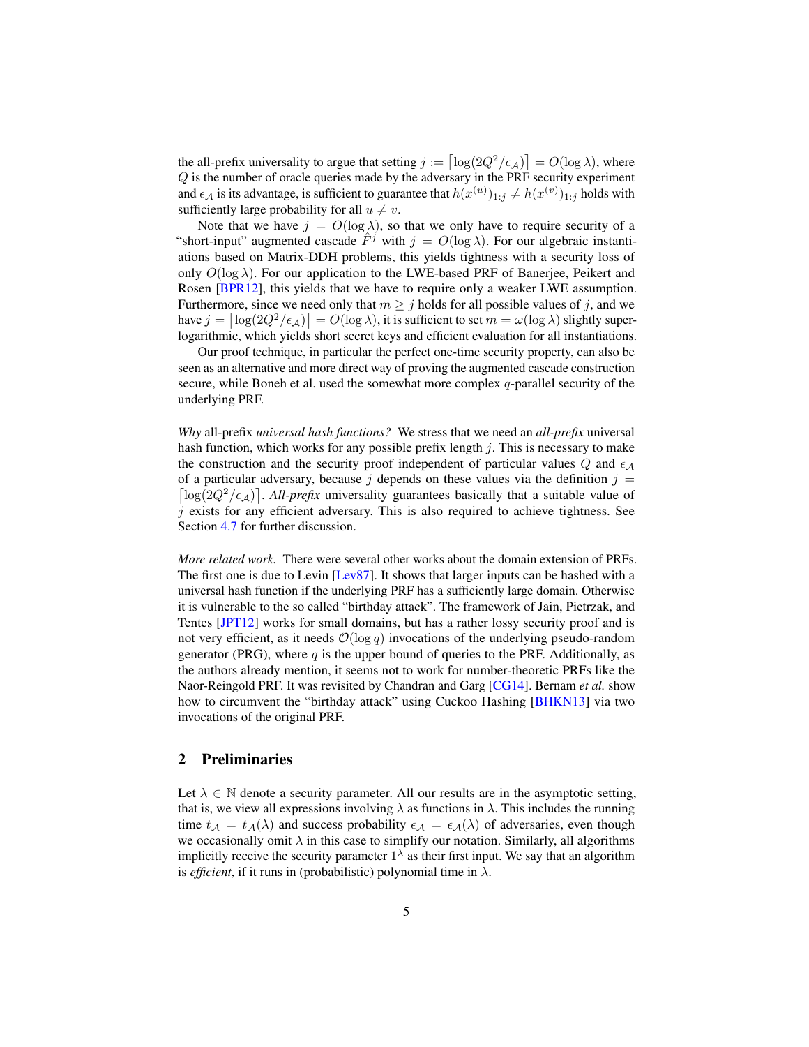the all-prefix universality to argue that setting $j := \lceil \log(2Q^2/\epsilon_{\mathcal{A}}) \rceil = O(\log \lambda)$, where $Q$ is the number of oracle queries made by the adversary in the PRF security experiment and $\epsilon_{\mathcal{A}}$ is its advantage, is sufficient to guarantee that $h(x^{(u)})_{1:j} \neq h(x^{(v)})_{1:j}$ holds with sufficiently large probability for all $u \neq v$.

Note that we have $j = O(\log \lambda)$, so that we only have to require security of a "short-input" augmented cascade $\hat{F}^j$ with $j = O(\log \lambda)$. For our algebraic instantiations based on Matrix-DDH problems, this yields tightness with a security loss of only $O(\log \lambda)$. For our application to the LWE-based PRF of Banerjee, Peikert and Rosen [BPR12], this yields that we have to require only a weaker LWE assumption. Furthermore, since we need only that $m \geq j$ holds for all possible values of $j$, and we have $j = \lceil \log(2Q^2/\epsilon_{\mathcal{A}}) \rceil = O(\log \lambda)$, it is sufficient to set $m = \omega(\log \lambda)$ slightly super-logarithmic, which yields short secret keys and efficient evaluation for all instantiations.

Our proof technique, in particular the perfect one-time security property, can also be seen as an alternative and more direct way of proving the augmented cascade construction secure, while Boneh et al. used the somewhat more complex $q$-parallel security of the underlying PRF.

*Why* all-prefix *universal hash functions?* We stress that we need an *all-prefix* universal hash function, which works for any possible prefix length $j$. This is necessary to make the construction and the security proof independent of particular values $Q$ and $\epsilon_{\mathcal{A}}$ of a particular adversary, because $j$ depends on these values via the definition $j = \lceil \log(2Q^2/\epsilon_{\mathcal{A}}) \rceil$. *All-prefix* universality guarantees basically that a suitable value of $j$ exists for any efficient adversary. This is also required to achieve tightness. See Section 4.7 for further discussion.

*More related work.* There were several other works about the domain extension of PRFs. The first one is due to Levin [Lev87]. It shows that larger inputs can be hashed with a universal hash function if the underlying PRF has a sufficiently large domain. Otherwise it is vulnerable to the so called "birthday attack". The framework of Jain, Pietrzak, and Tentes [JPT12] works for small domains, but has a rather lossy security proof and is not very efficient, as it needs $\mathcal{O}(\log q)$ invocations of the underlying pseudo-random generator (PRG), where $q$ is the upper bound of queries to the PRF. Additionally, as the authors already mention, it seems not to work for number-theoretic PRFs like the Naor-Reingold PRF. It was revisited by Chandran and Garg [CG14]. Bernam *et al.* show how to circumvent the "birthday attack" using Cuckoo Hashing [BHKN13] via two invocations of the original PRF.

## 2 Preliminaries

Let $\lambda \in \mathbb{N}$ denote a security parameter. All our results are in the asymptotic setting, that is, we view all expressions involving $\lambda$ as functions in $\lambda$. This includes the running time $t_{\mathcal{A}} = t_{\mathcal{A}}(\lambda)$ and success probability $\epsilon_{\mathcal{A}} = \epsilon_{\mathcal{A}}(\lambda)$ of adversaries, even though we occasionally omit $\lambda$ in this case to simplify our notation. Similarly, all algorithms implicitly receive the security parameter $1^\lambda$ as their first input. We say that an algorithm is *efficient*, if it runs in (probabilistic) polynomial time in $\lambda$.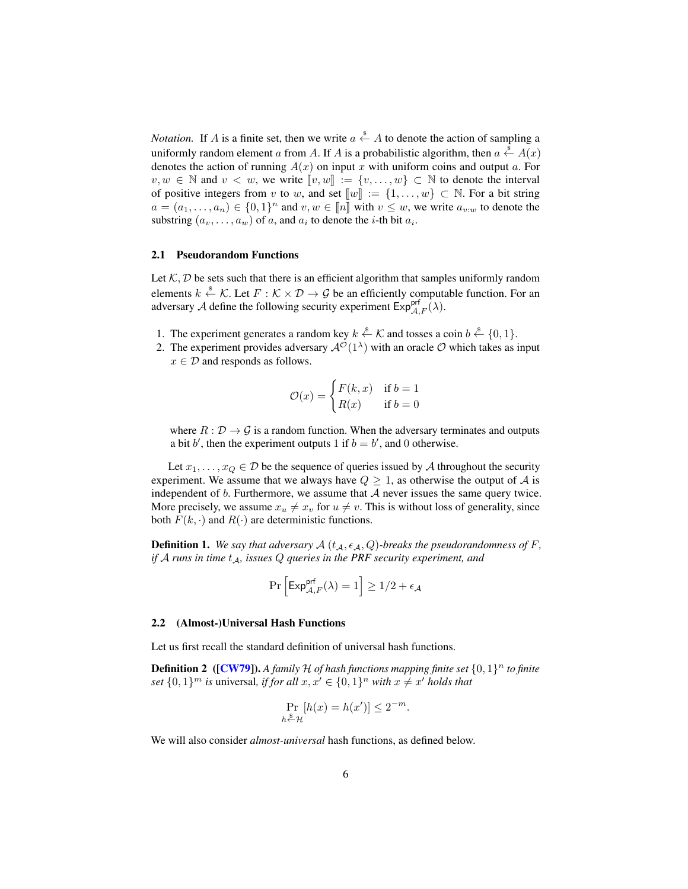*Notation.* If $A$ is a finite set, then we write $a \xleftarrow{\$} A$ to denote the action of sampling a uniformly random element $a$ from $A$. If $A$ is a probabilistic algorithm, then $a \xleftarrow{\$} A(x)$ denotes the action of running $A(x)$ on input $x$ with uniform coins and output $a$. For $v, w \in \mathbb{N}$ and $v < w$, we write $[\![v, w]\!] := \{v, \ldots, w\} \subset \mathbb{N}$ to denote the interval of positive integers from $v$ to $w$, and set $[\![w]\!] := \{1, \ldots, w\} \subset \mathbb{N}$. For a bit string $a = (a_1, \ldots, a_n) \in \{0,1\}^n$ and $v, w \in [\![n]\!]$ with $v \leq w$, we write $a_{v:w}$ to denote the substring $(a_v, \ldots, a_w)$ of $a$, and $a_i$ to denote the $i$-th bit $a_i$.

### 2.1 Pseudorandom Functions

Let $\mathcal{K}, \mathcal{D}$ be sets such that there is an efficient algorithm that samples uniformly random elements $k \xleftarrow{\$} \mathcal{K}$. Let $F : \mathcal{K} \times \mathcal{D} \rightarrow \mathcal{G}$ be an efficiently computable function. For an adversary $\mathcal{A}$ define the following security experiment $\mathsf{Exp}^{\mathsf{prf}}_{\mathcal{A},F}(\lambda)$.

1. The experiment generates a random key $k \xleftarrow{\$} \mathcal{K}$ and tosses a coin $b \xleftarrow{\$} \{0,1\}$.
2. The experiment provides adversary $\mathcal{A}^{\mathcal{O}}(1^\lambda)$ with an oracle $\mathcal{O}$ which takes as input $x \in \mathcal{D}$ and responds as follows.

$$\mathcal{O}(x) = \begin{cases} F(k, x) & \text{if } b = 1 \\ R(x) & \text{if } b = 0 \end{cases}$$

where $R : \mathcal{D} \rightarrow \mathcal{G}$ is a random function. When the adversary terminates and outputs a bit $b'$, then the experiment outputs 1 if $b = b'$, and 0 otherwise.

Let $x_1, \ldots, x_Q \in \mathcal{D}$ be the sequence of queries issued by $\mathcal{A}$ throughout the security experiment. We assume that we always have $Q \geq 1$, as otherwise the output of $\mathcal{A}$ is independent of $b$. Furthermore, we assume that $\mathcal{A}$ never issues the same query twice. More precisely, we assume $x_u \neq x_v$ for $u \neq v$. This is without loss of generality, since both $F(k, \cdot)$ and $R(\cdot)$ are deterministic functions.

**Definition 1.** *We say that adversary $\mathcal{A}$ $(t_\mathcal{A}, \epsilon_\mathcal{A}, Q)$-breaks the pseudorandomness of $F$, if $\mathcal{A}$ runs in time $t_\mathcal{A}$, issues $Q$ queries in the PRF security experiment, and*

$$\Pr\left[\mathsf{Exp}^{\mathsf{prf}}_{\mathcal{A},F}(\lambda) = 1\right] \geq 1/2 + \epsilon_\mathcal{A}$$

### 2.2 (Almost-)Universal Hash Functions

Let us first recall the standard definition of universal hash functions.

**Definition 2** **([CW79]).** *A family $\mathcal{H}$ of hash functions mapping finite set $\{0,1\}^n$ to finite set $\{0,1\}^m$ is* universal*, if for all $x, x' \in \{0,1\}^n$ with $x \neq x'$ holds that*

$$\Pr_{h \xleftarrow{\$} \mathcal{H}}\left[h(x) = h(x')\right] \leq 2^{-m}.$$

We will also consider *almost-universal* hash functions, as defined below.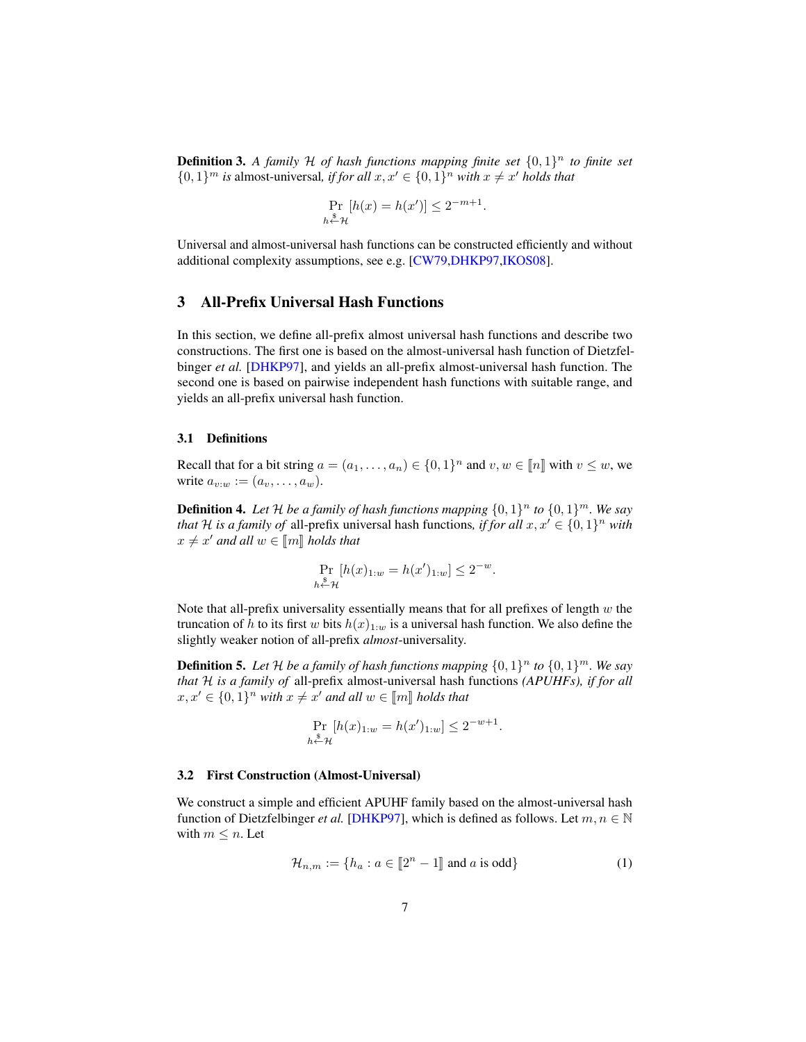**Definition 3.** *A family $\mathcal{H}$ of hash functions mapping finite set $\{0,1\}^n$ to finite set $\{0,1\}^m$ is* almost-universal*, if for all $x, x' \in \{0,1\}^n$ with $x \neq x'$ holds that*

$$\Pr_{h \xleftarrow{\$} \mathcal{H}} [h(x) = h(x')] \leq 2^{-m+1}.$$

Universal and almost-universal hash functions can be constructed efficiently and without additional complexity assumptions, see e.g. [CW79,DHKP97,IKOS08].

## 3 All-Prefix Universal Hash Functions

In this section, we define all-prefix almost universal hash functions and describe two constructions. The first one is based on the almost-universal hash function of Dietzfelbinger *et al.* [DHKP97], and yields an all-prefix almost-universal hash function. The second one is based on pairwise independent hash functions with suitable range, and yields an all-prefix universal hash function.

### 3.1 Definitions

Recall that for a bit string $a = (a_1, \ldots, a_n) \in \{0,1\}^n$ and $v, w \in [\![n]\!]$ with $v \leq w$, we write $a_{v:w} := (a_v, \ldots, a_w)$.

**Definition 4.** *Let $\mathcal{H}$ be a family of hash functions mapping $\{0,1\}^n$ to $\{0,1\}^m$. We say that $\mathcal{H}$ is a family of* all-prefix universal hash functions*, if for all $x, x' \in \{0,1\}^n$ with $x \neq x'$ and all $w \in [\![m]\!]$ holds that*

$$\Pr_{h \xleftarrow{\$} \mathcal{H}} [h(x)_{1:w} = h(x')_{1:w}] \leq 2^{-w}.$$

Note that all-prefix universality essentially means that for all prefixes of length $w$ the truncation of $h$ to its first $w$ bits $h(x)_{1:w}$ is a universal hash function. We also define the slightly weaker notion of all-prefix *almost*-universality.

**Definition 5.** *Let $\mathcal{H}$ be a family of hash functions mapping $\{0,1\}^n$ to $\{0,1\}^m$. We say that $\mathcal{H}$ is a family of* all-prefix almost-universal hash functions *(APUHFs), if for all $x, x' \in \{0,1\}^n$ with $x \neq x'$ and all $w \in [\![m]\!]$ holds that*

$$\Pr_{h \xleftarrow{\$} \mathcal{H}} [h(x)_{1:w} = h(x')_{1:w}] \leq 2^{-w+1}.$$

### 3.2 First Construction (Almost-Universal)

We construct a simple and efficient APUHF family based on the almost-universal hash function of Dietzfelbinger *et al.* [DHKP97], which is defined as follows. Let $m, n \in \mathbb{N}$ with $m \leq n$. Let

$$\mathcal{H}_{n,m} := \{h_a : a \in [\![2^n - 1]\!] \text{ and } a \text{ is odd}\} \tag{1}$$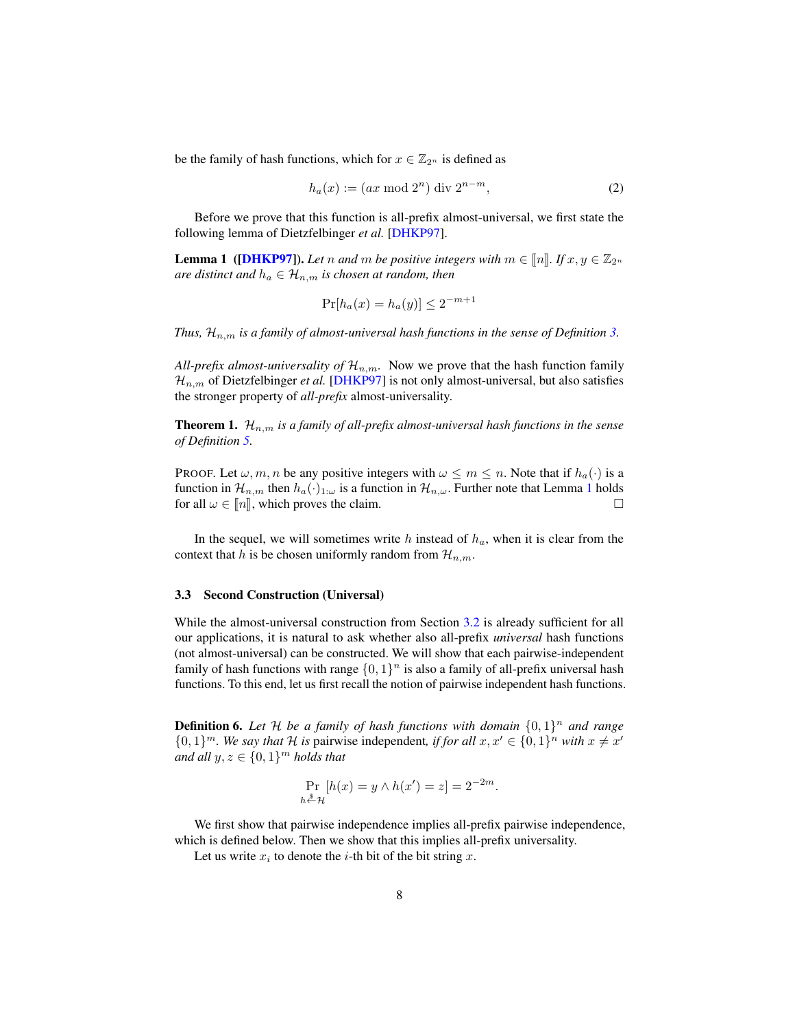be the family of hash functions, which for $x \in \mathbb{Z}_{2^n}$ is defined as

$$h_a(x) := (ax \bmod 2^n) \operatorname{div} 2^{n-m}, \tag{2}$$

Before we prove that this function is all-prefix almost-universal, we first state the following lemma of Dietzfelbinger *et al.* [DHKP97].

**Lemma 1 ([DHKP97]).** *Let $n$ and $m$ be positive integers with $m \in [\![n]\!]$. If $x, y \in \mathbb{Z}_{2^n}$ are distinct and $h_a \in \mathcal{H}_{n,m}$ is chosen at random, then*

$$\Pr[h_a(x) = h_a(y)] \leq 2^{-m+1}$$

*Thus, $\mathcal{H}_{n,m}$ is a family of almost-universal hash functions in the sense of Definition 3.*

*All-prefix almost-universality of $\mathcal{H}_{n,m}$.* Now we prove that the hash function family $\mathcal{H}_{n,m}$ of Dietzfelbinger *et al.* [DHKP97] is not only almost-universal, but also satisfies the stronger property of *all-prefix* almost-universality.

**Theorem 1.** *$\mathcal{H}_{n,m}$ is a family of all-prefix almost-universal hash functions in the sense of Definition 5.*

PROOF. Let $\omega, m, n$ be any positive integers with $\omega \leq m \leq n$. Note that if $h_a(\cdot)$ is a function in $\mathcal{H}_{n,m}$ then $h_a(\cdot)_{1:\omega}$ is a function in $\mathcal{H}_{n,\omega}$. Further note that Lemma 1 holds for all $\omega \in [\![n]\!]$, which proves the claim. □

In the sequel, we will sometimes write $h$ instead of $h_a$, when it is clear from the context that $h$ is be chosen uniformly random from $\mathcal{H}_{n,m}$.

### 3.3 Second Construction (Universal)

While the almost-universal construction from Section 3.2 is already sufficient for all our applications, it is natural to ask whether also all-prefix *universal* hash functions (not almost-universal) can be constructed. We will show that each pairwise-independent family of hash functions with range $\{0,1\}^n$ is also a family of all-prefix universal hash functions. To this end, let us first recall the notion of pairwise independent hash functions.

**Definition 6.** *Let $\mathcal{H}$ be a family of hash functions with domain $\{0,1\}^n$ and range $\{0,1\}^m$. We say that $\mathcal{H}$ is* pairwise independent*, if for all $x, x' \in \{0,1\}^n$ with $x \neq x'$ and all $y, z \in \{0,1\}^m$ holds that*

$$\Pr_{h \xleftarrow{\$} \mathcal{H}}[h(x) = y \wedge h(x') = z] = 2^{-2m}.$$

We first show that pairwise independence implies all-prefix pairwise independence, which is defined below. Then we show that this implies all-prefix universality.

Let us write $x_i$ to denote the $i$-th bit of the bit string $x$.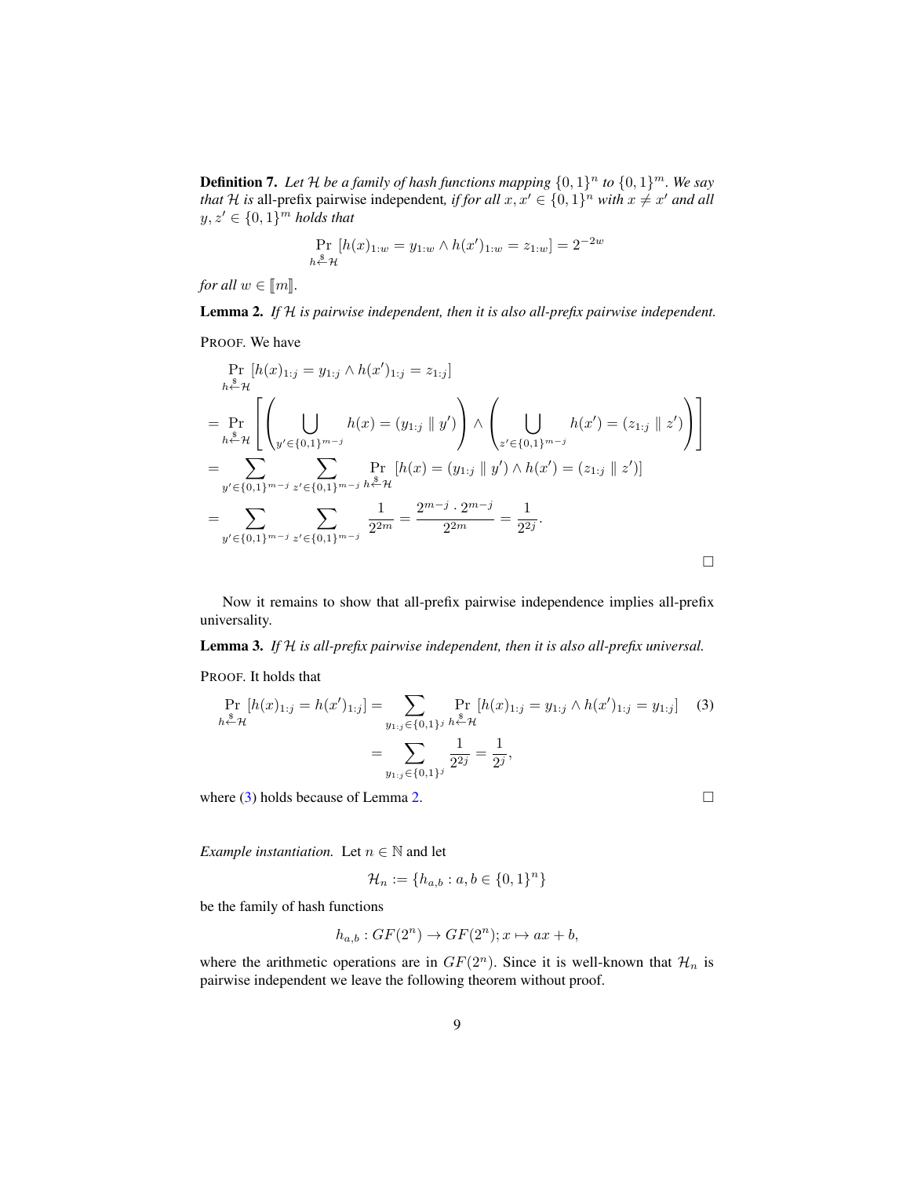**Definition 7.** *Let $\mathcal{H}$ be a family of hash functions mapping $\{0,1\}^n$ to $\{0,1\}^m$. We say that $\mathcal{H}$ is* all-prefix pairwise independent, *if for all $x, x' \in \{0,1\}^n$ with $x \neq x'$ and all $y, z' \in \{0,1\}^m$ holds that*

$$\Pr_{h \xleftarrow{\$} \mathcal{H}} [h(x)_{1:w} = y_{1:w} \wedge h(x')_{1:w} = z_{1:w}] = 2^{-2w}$$

*for all $w \in [\![m]\!]$.*

**Lemma 2.** *If $\mathcal{H}$ is pairwise independent, then it is also all-prefix pairwise independent.*

PROOF. We have

$$\begin{aligned}
&\Pr_{h \xleftarrow{\$} \mathcal{H}} [h(x)_{1:j} = y_{1:j} \wedge h(x')_{1:j} = z_{1:j}] \\
&= \Pr_{h \xleftarrow{\$} \mathcal{H}} \left[ \left( \bigcup_{y' \in \{0,1\}^{m-j}} h(x) = (y_{1:j} \parallel y') \right) \wedge \left( \bigcup_{z' \in \{0,1\}^{m-j}} h(x') = (z_{1:j} \parallel z') \right) \right] \\
&= \sum_{y' \in \{0,1\}^{m-j}} \sum_{z' \in \{0,1\}^{m-j}} \Pr_{h \xleftarrow{\$} \mathcal{H}} [h(x) = (y_{1:j} \parallel y') \wedge h(x') = (z_{1:j} \parallel z')] \\
&= \sum_{y' \in \{0,1\}^{m-j}} \sum_{z' \in \{0,1\}^{m-j}} \frac{1}{2^{2m}} = \frac{2^{m-j} \cdot 2^{m-j}}{2^{2m}} = \frac{1}{2^{2j}}.
\end{aligned}$$

□

Now it remains to show that all-prefix pairwise independence implies all-prefix universality.

**Lemma 3.** *If $\mathcal{H}$ is all-prefix pairwise independent, then it is also all-prefix universal.*

PROOF. It holds that

$$\begin{aligned}
\Pr_{h \xleftarrow{\$} \mathcal{H}} [h(x)_{1:j} = h(x')_{1:j}] &= \sum_{y_{1:j} \in \{0,1\}^j} \Pr_{h \xleftarrow{\$} \mathcal{H}} [h(x)_{1:j} = y_{1:j} \wedge h(x')_{1:j} = y_{1:j}] \quad (3) \\
&= \sum_{y_{1:j} \in \{0,1\}^j} \frac{1}{2^{2j}} = \frac{1}{2^j},
\end{aligned}$$

where (3) holds because of Lemma 2. □

*Example instantiation.* Let $n \in \mathbb{N}$ and let

$$\mathcal{H}_n := \{h_{a,b} : a, b \in \{0,1\}^n\}$$

be the family of hash functions

$$h_{a,b} : GF(2^n) \to GF(2^n); x \mapsto ax + b,$$

where the arithmetic operations are in $GF(2^n)$. Since it is well-known that $\mathcal{H}_n$ is pairwise independent we leave the following theorem without proof.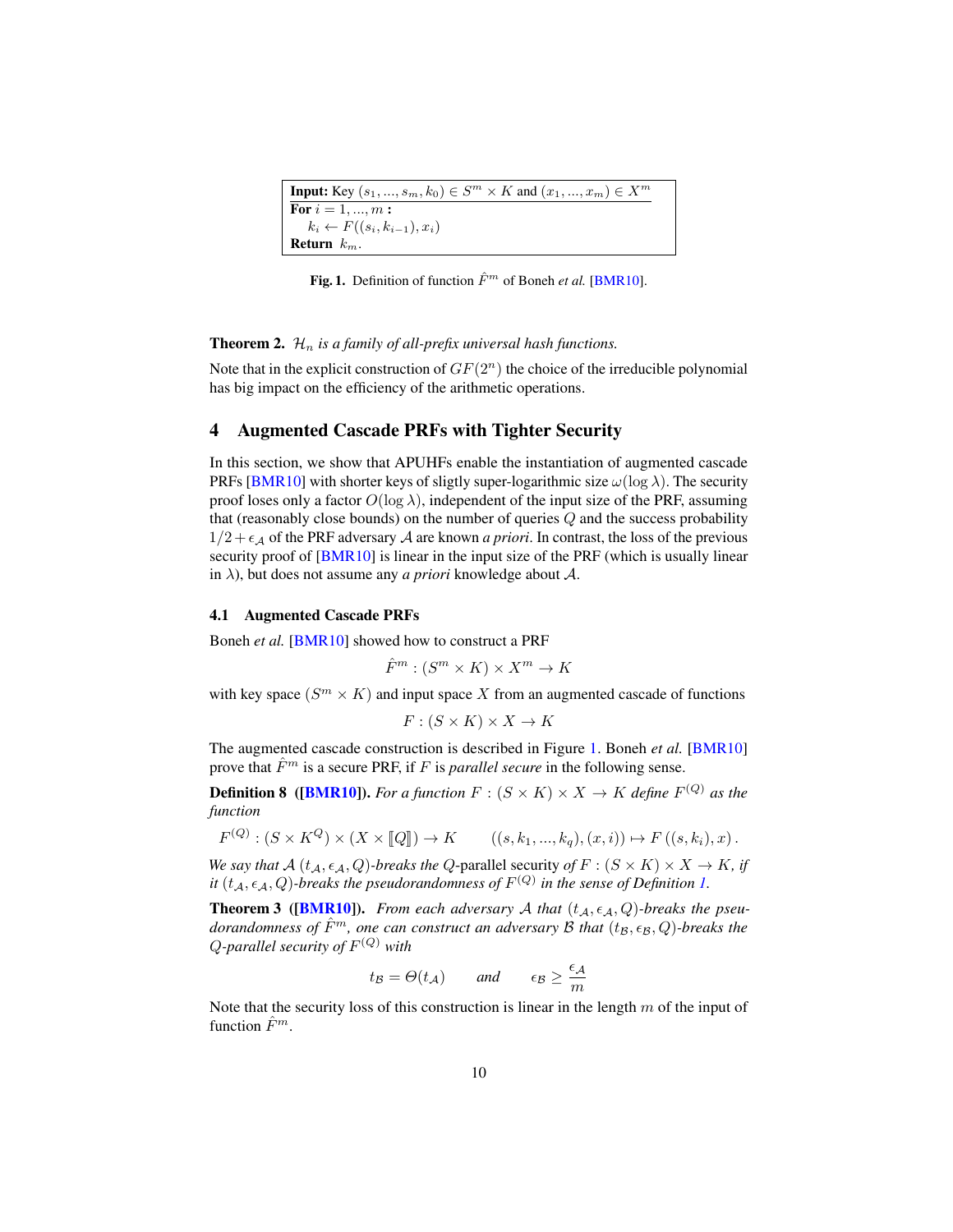```
Input: Key (s_1, ..., s_m, k_0) ∈ S^m × K and (x_1, ..., x_m) ∈ X^m
For i = 1, ..., m :
    k_i ← F((s_i, k_{i-1}), x_i)
Return k_m.
```

**Fig. 1.** Definition of function $\hat{F}^m$ of Boneh *et al.* [BMR10].

**Theorem 2.** *$\mathcal{H}_n$ is a family of all-prefix universal hash functions.*

Note that in the explicit construction of $GF(2^n)$ the choice of the irreducible polynomial has big impact on the efficiency of the arithmetic operations.

## 4 Augmented Cascade PRFs with Tighter Security

In this section, we show that APUHFs enable the instantiation of augmented cascade PRFs [BMR10] with shorter keys of sligtly super-logarithmic size $\omega(\log \lambda)$. The security proof loses only a factor $O(\log \lambda)$, independent of the input size of the PRF, assuming that (reasonably close bounds) on the number of queries $Q$ and the success probability $1/2 + \epsilon_{\mathcal{A}}$ of the PRF adversary $\mathcal{A}$ are known *a priori*. In contrast, the loss of the previous security proof of [BMR10] is linear in the input size of the PRF (which is usually linear in $\lambda$), but does not assume any *a priori* knowledge about $\mathcal{A}$.

### 4.1 Augmented Cascade PRFs

Boneh *et al.* [BMR10] showed how to construct a PRF

$$\hat{F}^m : (S^m \times K) \times X^m \to K$$

with key space $(S^m \times K)$ and input space $X$ from an augmented cascade of functions

$$F : (S \times K) \times X \to K$$

The augmented cascade construction is described in Figure 1. Boneh *et al.* [BMR10] prove that $\hat{F}^m$ is a secure PRF, if $F$ is *parallel secure* in the following sense.

**Definition 8 ([BMR10]).** *For a function $F : (S \times K) \times X \to K$ define $F^{(Q)}$ as the function*

$$F^{(Q)} : (S \times K^Q) \times (X \times [\![Q]\!]) \to K \qquad ((s, k_1, ..., k_q), (x, i)) \mapsto F((s, k_i), x).$$

*We say that $\mathcal{A}$ $(t_{\mathcal{A}}, \epsilon_{\mathcal{A}}, Q)$-breaks the $Q$-*parallel security *of $F : (S \times K) \times X \to K$, if it $(t_{\mathcal{A}}, \epsilon_{\mathcal{A}}, Q)$-breaks the pseudorandomness of $F^{(Q)}$ in the sense of Definition 1.*

**Theorem 3 ([BMR10]).** *From each adversary $\mathcal{A}$ that $(t_{\mathcal{A}}, \epsilon_{\mathcal{A}}, Q)$-breaks the pseudorandomness of $\hat{F}^m$, one can construct an adversary $\mathcal{B}$ that $(t_{\mathcal{B}}, \epsilon_{\mathcal{B}}, Q)$-breaks the $Q$-parallel security of $F^{(Q)}$ with*

$$t_{\mathcal{B}} = \Theta(t_{\mathcal{A}}) \qquad \text{and} \qquad \epsilon_{\mathcal{B}} \geq \frac{\epsilon_{\mathcal{A}}}{m}$$

Note that the security loss of this construction is linear in the length $m$ of the input of function $\hat{F}^m$.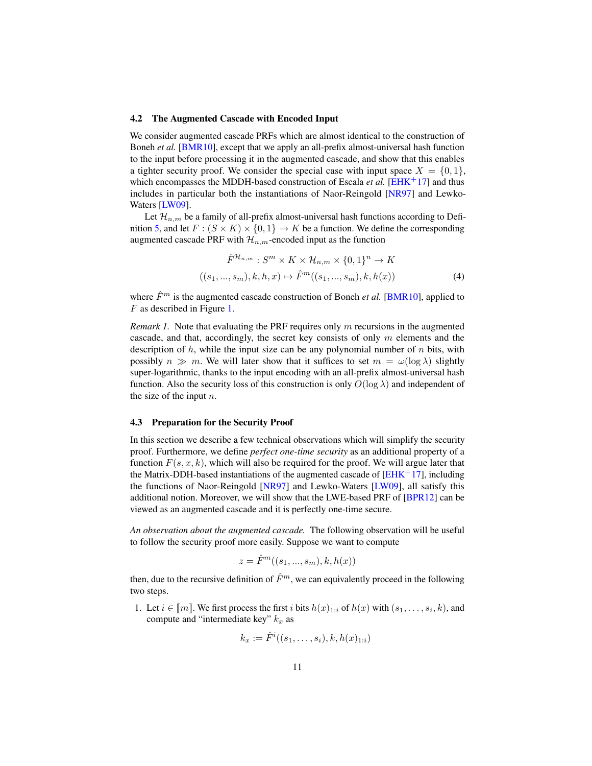### 4.2 The Augmented Cascade with Encoded Input

We consider augmented cascade PRFs which are almost identical to the construction of Boneh *et al.* [BMR10], except that we apply an all-prefix almost-universal hash function to the input before processing it in the augmented cascade, and show that this enables a tighter security proof. We consider the special case with input space $X = \{0,1\}$, which encompasses the MDDH-based construction of Escala *et al.* [EHK+17] and thus includes in particular both the instantiations of Naor-Reingold [NR97] and Lewko-Waters [LW09].

Let $\mathcal{H}_{n,m}$ be a family of all-prefix almost-universal hash functions according to Definition 5, and let $F : (S \times K) \times \{0,1\} \to K$ be a function. We define the corresponding augmented cascade PRF with $\mathcal{H}_{n,m}$-encoded input as the function

$$
\begin{aligned}
\hat{F}^{\mathcal{H}_{n,m}} &: S^m \times K \times \mathcal{H}_{n,m} \times \{0,1\}^n \to K \\
((s_1, ..., s_m), k, h, x) &\mapsto \hat{F}^m((s_1, ..., s_m), k, h(x))
\end{aligned} \tag{4}
$$

where $\hat{F}^m$ is the augmented cascade construction of Boneh *et al.* [BMR10], applied to $F$ as described in Figure 1.

*Remark 1.* Note that evaluating the PRF requires only $m$ recursions in the augmented cascade, and that, accordingly, the secret key consists of only $m$ elements and the description of $h$, while the input size can be any polynomial number of $n$ bits, with possibly $n \gg m$. We will later show that it suffices to set $m = \omega(\log \lambda)$ slightly super-logarithmic, thanks to the input encoding with an all-prefix almost-universal hash function. Also the security loss of this construction is only $O(\log \lambda)$ and independent of the size of the input $n$.

### 4.3 Preparation for the Security Proof

In this section we describe a few technical observations which will simplify the security proof. Furthermore, we define *perfect one-time security* as an additional property of a function $F(s, x, k)$, which will also be required for the proof. We will argue later that the Matrix-DDH-based instantiations of the augmented cascade of [EHK+17], including the functions of Naor-Reingold [NR97] and Lewko-Waters [LW09], all satisfy this additional notion. Moreover, we will show that the LWE-based PRF of [BPR12] can be viewed as an augmented cascade and it is perfectly one-time secure.

*An observation about the augmented cascade.* The following observation will be useful to follow the security proof more easily. Suppose we want to compute

$$z = \hat{F}^m((s_1, ..., s_m), k, h(x))$$

then, due to the recursive definition of $\hat{F}^m$, we can equivalently proceed in the following two steps.

1. Let $i \in [\![m]\!]$. We first process the first $i$ bits $h(x)_{1:i}$ of $h(x)$ with $(s_1, \dots, s_i, k)$, and compute and "intermediate key" $k_x$ as

$$k_x := \hat{F}^i((s_1, \dots, s_i), k, h(x)_{1:i})$$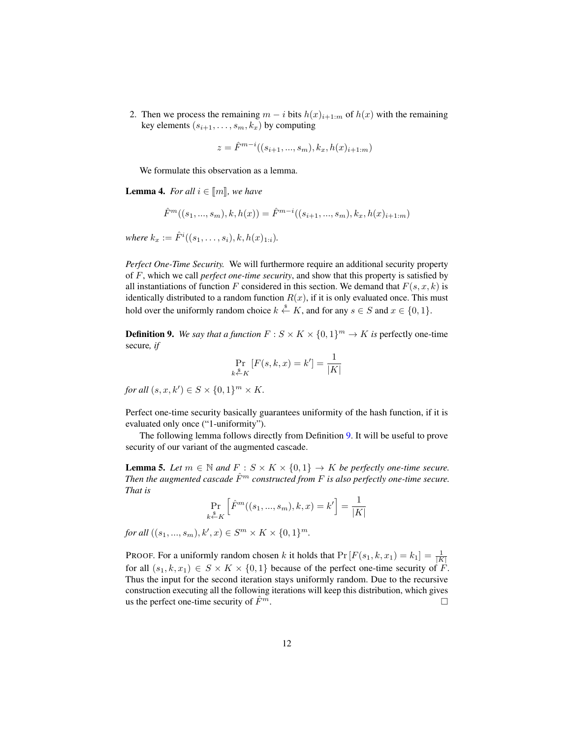2. Then we process the remaining $m - i$ bits $h(x)_{i+1:m}$ of $h(x)$ with the remaining key elements $(s_{i+1}, \ldots, s_m, k_x)$ by computing

$$z = \hat{F}^{m-i}((s_{i+1}, ..., s_m), k_x, h(x)_{i+1:m})$$

We formulate this observation as a lemma.

**Lemma 4.** *For all $i \in [\![m]\!]$, we have*

$$\hat{F}^m((s_1, ..., s_m), k, h(x)) = \hat{F}^{m-i}((s_{i+1}, ..., s_m), k_x, h(x)_{i+1:m})$$

*where $k_x := \hat{F}^i((s_1, \ldots, s_i), k, h(x)_{1:i})$.*

*Perfect One-Time Security.* We will furthermore require an additional security property of $F$, which we call *perfect one-time security*, and show that this property is satisfied by all instantiations of function $F$ considered in this section. We demand that $F(s, x, k)$ is identically distributed to a random function $R(x)$, if it is only evaluated once. This must hold over the uniformly random choice $k \xleftarrow{\$} K$, and for any $s \in S$ and $x \in \{0, 1\}$.

**Definition 9.** *We say that a function $F : S \times K \times \{0, 1\}^m \to K$ is* perfectly one-time secure*, if*

$$\Pr_{k \xleftarrow{\$} K}[F(s, k, x) = k'] = \frac{1}{|K|}$$

*for all $(s, x, k') \in S \times \{0, 1\}^m \times K$.*

Perfect one-time security basically guarantees uniformity of the hash function, if it is evaluated only once ("1-uniformity").

The following lemma follows directly from Definition 9. It will be useful to prove security of our variant of the augmented cascade.

**Lemma 5.** *Let $m \in \mathbb{N}$ and $F : S \times K \times \{0, 1\} \to K$ be perfectly one-time secure. Then the augmented cascade $\hat{F}^m$ constructed from $F$ is also perfectly one-time secure. That is*

$$\Pr_{k \xleftarrow{\$} K}\left[\hat{F}^m((s_1, ..., s_m), k, x) = k'\right] = \frac{1}{|K|}$$

*for all $((s_1, ..., s_m), k', x) \in S^m \times K \times \{0, 1\}^m$.*

PROOF. For a uniformly random chosen $k$ it holds that $\Pr[F(s_1, k, x_1) = k_1] = \frac{1}{|K|}$ for all $(s_1, k, x_1) \in S \times K \times \{0, 1\}$ because of the perfect one-time security of $F$. Thus the input for the second iteration stays uniformly random. Due to the recursive construction executing all the following iterations will keep this distribution, which gives us the perfect one-time security of $\hat{F}^m$. $\square$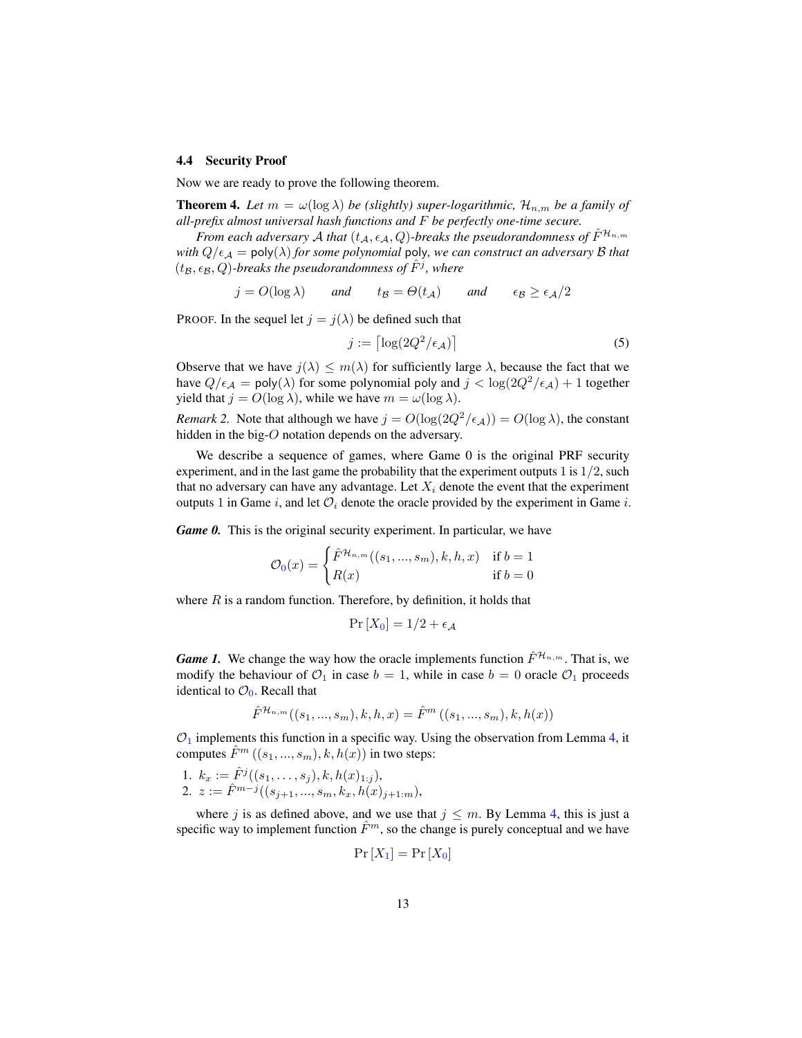### 4.4 Security Proof

Now we are ready to prove the following theorem.

**Theorem 4.** *Let $m = \omega(\log \lambda)$ be (slightly) super-logarithmic, $\mathcal{H}_{n,m}$ be a family of all-prefix almost universal hash functions and $F$ be perfectly one-time secure.*

*From each adversary $\mathcal{A}$ that $(t_\mathcal{A}, \epsilon_\mathcal{A}, Q)$-breaks the pseudorandomness of $\hat{F}^{\mathcal{H}_{n,m}}$ with $Q/\epsilon_\mathcal{A} = \mathsf{poly}(\lambda)$ for some polynomial $\mathsf{poly}$, we can construct an adversary $\mathcal{B}$ that $(t_\mathcal{B}, \epsilon_\mathcal{B}, Q)$-breaks the pseudorandomness of $\hat{F}^j$, where*

$$j = O(\log \lambda) \qquad \text{and} \qquad t_\mathcal{B} = \Theta(t_\mathcal{A}) \qquad \text{and} \qquad \epsilon_\mathcal{B} \geq \epsilon_\mathcal{A}/2$$

PROOF. In the sequel let $j = j(\lambda)$ be defined such that

$$j := \left\lceil \log(2Q^2/\epsilon_\mathcal{A}) \right\rceil \tag{5}$$

Observe that we have $j(\lambda) \leq m(\lambda)$ for sufficiently large $\lambda$, because the fact that we have $Q/\epsilon_\mathcal{A} = \mathsf{poly}(\lambda)$ for some polynomial $\mathsf{poly}$ and $j < \log(2Q^2/\epsilon_\mathcal{A}) + 1$ together yield that $j = O(\log \lambda)$, while we have $m = \omega(\log \lambda)$.

*Remark 2.* Note that although we have $j = O(\log(2Q^2/\epsilon_\mathcal{A})) = O(\log \lambda)$, the constant hidden in the big-$O$ notation depends on the adversary.

We describe a sequence of games, where Game 0 is the original PRF security experiment, and in the last game the probability that the experiment outputs 1 is $1/2$, such that no adversary can have any advantage. Let $X_i$ denote the event that the experiment outputs 1 in Game $i$, and let $\mathcal{O}_i$ denote the oracle provided by the experiment in Game $i$.

***Game 0.*** This is the original security experiment. In particular, we have

$$\mathcal{O}_0(x) = \begin{cases} \hat{F}^{\mathcal{H}_{n,m}}((s_1, ..., s_m), k, h, x) & \text{if } b = 1 \\ R(x) & \text{if } b = 0 \end{cases}$$

where $R$ is a random function. Therefore, by definition, it holds that

$$\Pr[X_0] = 1/2 + \epsilon_\mathcal{A}$$

***Game 1.*** We change the way how the oracle implements function $\hat{F}^{\mathcal{H}_{n,m}}$. That is, we modify the behaviour of $\mathcal{O}_1$ in case $b = 1$, while in case $b = 0$ oracle $\mathcal{O}_1$ proceeds identical to $\mathcal{O}_0$. Recall that

$$\hat{F}^{\mathcal{H}_{n,m}}((s_1, ..., s_m), k, h, x) = \hat{F}^m((s_1, ..., s_m), k, h(x))$$

$\mathcal{O}_1$ implements this function in a specific way. Using the observation from Lemma 4, it computes $\hat{F}^m((s_1, ..., s_m), k, h(x))$ in two steps:

1. $k_x := \hat{F}^j((s_1, \ldots, s_j), k, h(x)_{1:j})$,
2. $z := \hat{F}^{m-j}((s_{j+1}, ..., s_m, k_x, h(x)_{j+1:m})$,

where $j$ is as defined above, and we use that $j \leq m$. By Lemma 4, this is just a specific way to implement function $\hat{F}^m$, so the change is purely conceptual and we have

$$\Pr[X_1] = \Pr[X_0]$$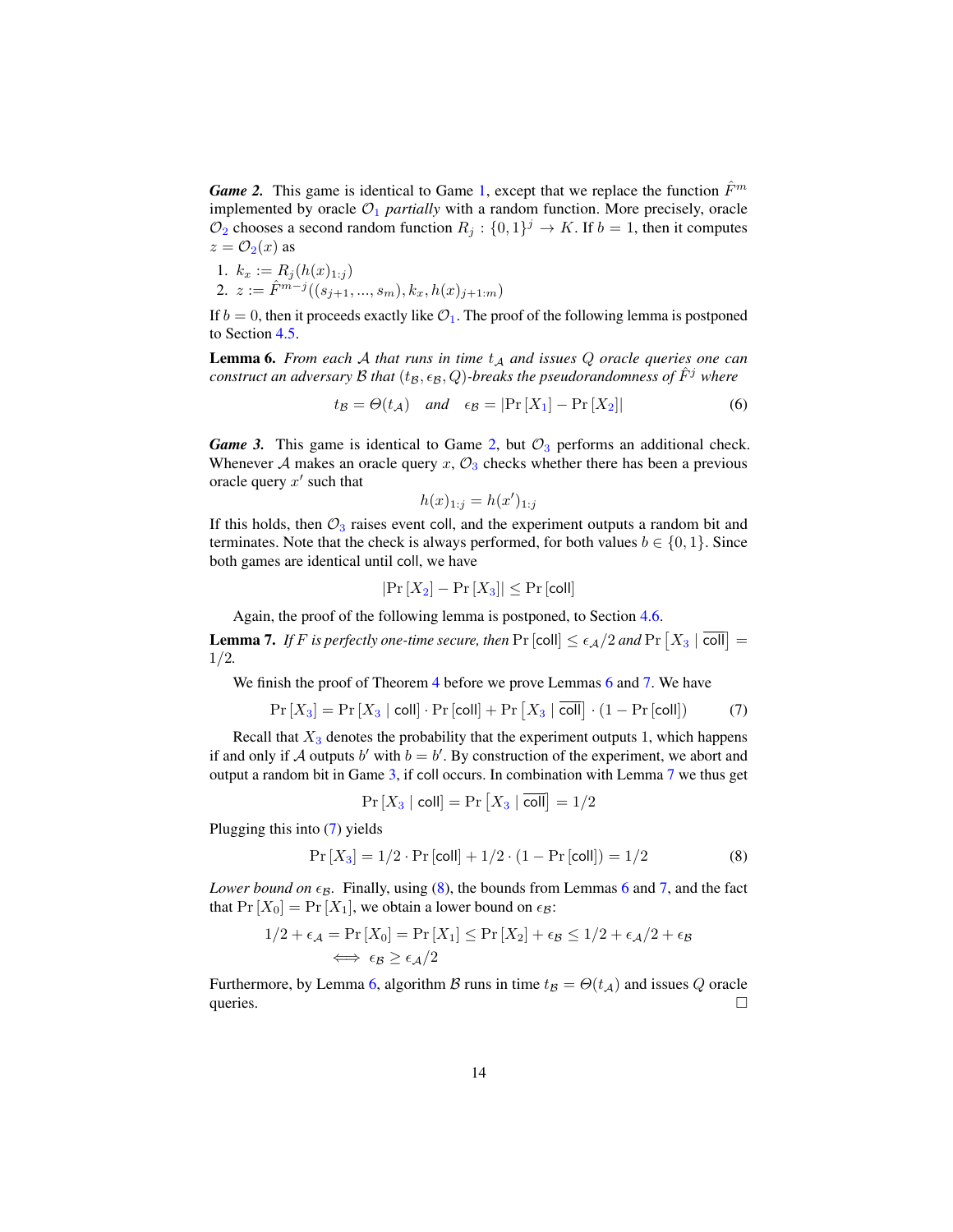***Game 2.*** This game is identical to Game 1, except that we replace the function $\hat{F}^m$ implemented by oracle $\mathcal{O}_1$ *partially* with a random function. More precisely, oracle $\mathcal{O}_2$ chooses a second random function $R_j : \{0,1\}^j \to K$. If $b = 1$, then it computes $z = \mathcal{O}_2(x)$ as

1. $k_x := R_j(h(x)_{1:j})$
2. $z := \hat{F}^{m-j}((s_{j+1}, ..., s_m), k_x, h(x)_{j+1:m})$

If $b = 0$, then it proceeds exactly like $\mathcal{O}_1$. The proof of the following lemma is postponed to Section 4.5.

**Lemma 6.** *From each $\mathcal{A}$ that runs in time $t_\mathcal{A}$ and issues $Q$ oracle queries one can construct an adversary $\mathcal{B}$ that $(t_\mathcal{B}, \epsilon_\mathcal{B}, Q)$-breaks the pseudorandomness of $\hat{F}^j$ where*

$$t_\mathcal{B} = \Theta(t_\mathcal{A}) \quad \textit{and} \quad \epsilon_\mathcal{B} = |\Pr[X_1] - \Pr[X_2]| \tag{6}$$

***Game 3.*** This game is identical to Game 2, but $\mathcal{O}_3$ performs an additional check. Whenever $\mathcal{A}$ makes an oracle query $x$, $\mathcal{O}_3$ checks whether there has been a previous oracle query $x'$ such that

$$h(x)_{1:j} = h(x')_{1:j}$$

If this holds, then $\mathcal{O}_3$ raises event $\mathsf{coll}$, and the experiment outputs a random bit and terminates. Note that the check is always performed, for both values $b \in \{0,1\}$. Since both games are identical until $\mathsf{coll}$, we have

$$|\Pr[X_2] - \Pr[X_3]| \leq \Pr[\mathsf{coll}]$$

Again, the proof of the following lemma is postponed, to Section 4.6.

**Lemma 7.** *If $F$ is perfectly one-time secure, then $\Pr[\mathsf{coll}] \leq \epsilon_\mathcal{A}/2$ and $\Pr\left[X_3 \mid \overline{\mathsf{coll}}\right] = 1/2$.*

We finish the proof of Theorem 4 before we prove Lemmas 6 and 7. We have

$$\Pr[X_3] = \Pr[X_3 \mid \mathsf{coll}] \cdot \Pr[\mathsf{coll}] + \Pr\left[X_3 \mid \overline{\mathsf{coll}}\right] \cdot (1 - \Pr[\mathsf{coll}]) \tag{7}$$

Recall that $X_3$ denotes the probability that the experiment outputs 1, which happens if and only if $\mathcal{A}$ outputs $b'$ with $b = b'$. By construction of the experiment, we abort and output a random bit in Game 3, if $\mathsf{coll}$ occurs. In combination with Lemma 7 we thus get

$$\Pr[X_3 \mid \mathsf{coll}] = \Pr\left[X_3 \mid \overline{\mathsf{coll}}\right] = 1/2$$

Plugging this into (7) yields

$$\Pr[X_3] = 1/2 \cdot \Pr[\mathsf{coll}] + 1/2 \cdot (1 - \Pr[\mathsf{coll}]) = 1/2 \tag{8}$$

*Lower bound on $\epsilon_\mathcal{B}$.* Finally, using (8), the bounds from Lemmas 6 and 7, and the fact that $\Pr[X_0] = \Pr[X_1]$, we obtain a lower bound on $\epsilon_\mathcal{B}$:

$$\begin{aligned} 1/2 + \epsilon_\mathcal{A} = \Pr[X_0] = \Pr[X_1] \leq \Pr[X_2] + \epsilon_\mathcal{B} \leq 1/2 + \epsilon_\mathcal{A}/2 + \epsilon_\mathcal{B} \\ \iff \epsilon_\mathcal{B} \geq \epsilon_\mathcal{A}/2 \end{aligned}$$

Furthermore, by Lemma 6, algorithm $\mathcal{B}$ runs in time $t_\mathcal{B} = \Theta(t_\mathcal{A})$ and issues $Q$ oracle queries. □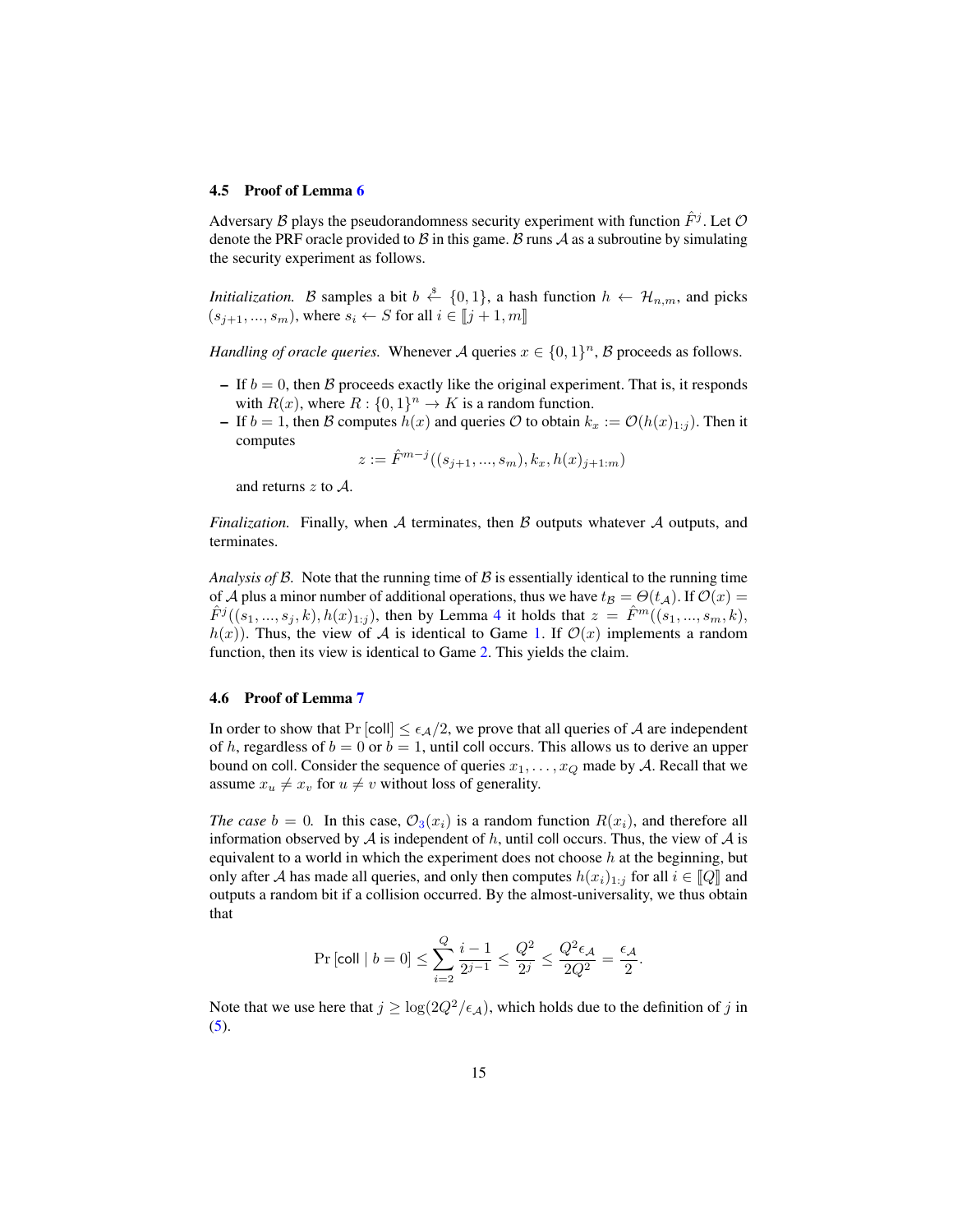### 4.5 Proof of Lemma 6

Adversary $\mathcal{B}$ plays the pseudorandomness security experiment with function $\hat{F}^j$. Let $\mathcal{O}$ denote the PRF oracle provided to $\mathcal{B}$ in this game. $\mathcal{B}$ runs $\mathcal{A}$ as a subroutine by simulating the security experiment as follows.

*Initialization.* $\mathcal{B}$ samples a bit $b \xleftarrow{\$} \{0,1\}$, a hash function $h \leftarrow \mathcal{H}_{n,m}$, and picks $(s_{j+1}, ..., s_m)$, where $s_i \leftarrow S$ for all $i \in [\![j+1, m]\!]$

*Handling of oracle queries.* Whenever $\mathcal{A}$ queries $x \in \{0,1\}^n$, $\mathcal{B}$ proceeds as follows.

- If $b = 0$, then $\mathcal{B}$ proceeds exactly like the original experiment. That is, it responds with $R(x)$, where $R : \{0,1\}^n \to K$ is a random function.
- If $b = 1$, then $\mathcal{B}$ computes $h(x)$ and queries $\mathcal{O}$ to obtain $k_x := \mathcal{O}(h(x)_{1:j})$. Then it computes
$$z := \hat{F}^{m-j}((s_{j+1}, ..., s_m), k_x, h(x)_{j+1:m})$$
and returns $z$ to $\mathcal{A}$.

*Finalization.* Finally, when $\mathcal{A}$ terminates, then $\mathcal{B}$ outputs whatever $\mathcal{A}$ outputs, and terminates.

*Analysis of $\mathcal{B}$.* Note that the running time of $\mathcal{B}$ is essentially identical to the running time of $\mathcal{A}$ plus a minor number of additional operations, thus we have $t_{\mathcal{B}} = \Theta(t_{\mathcal{A}})$. If $\mathcal{O}(x) = \hat{F}^j((s_1, ..., s_j, k), h(x)_{1:j})$, then by Lemma 4 it holds that $z = \hat{F}^m((s_1, ..., s_m, k), h(x))$. Thus, the view of $\mathcal{A}$ is identical to Game 1. If $\mathcal{O}(x)$ implements a random function, then its view is identical to Game 2. This yields the claim.

### 4.6 Proof of Lemma 7

In order to show that $\Pr[\mathsf{coll}] \leq \epsilon_{\mathcal{A}}/2$, we prove that all queries of $\mathcal{A}$ are independent of $h$, regardless of $b = 0$ or $b = 1$, until $\mathsf{coll}$ occurs. This allows us to derive an upper bound on $\mathsf{coll}$. Consider the sequence of queries $x_1, \ldots, x_Q$ made by $\mathcal{A}$. Recall that we assume $x_u \neq x_v$ for $u \neq v$ without loss of generality.

*The case $b = 0$.* In this case, $\mathcal{O}_3(x_i)$ is a random function $R(x_i)$, and therefore all information observed by $\mathcal{A}$ is independent of $h$, until $\mathsf{coll}$ occurs. Thus, the view of $\mathcal{A}$ is equivalent to a world in which the experiment does not choose $h$ at the beginning, but only after $\mathcal{A}$ has made all queries, and only then computes $h(x_i)_{1:j}$ for all $i \in [\![Q]\!]$ and outputs a random bit if a collision occurred. By the almost-universality, we thus obtain that

$$\Pr[\mathsf{coll} \mid b = 0] \leq \sum_{i=2}^{Q} \frac{i-1}{2^{j-1}} \leq \frac{Q^2}{2^j} \leq \frac{Q^2 \epsilon_{\mathcal{A}}}{2Q^2} = \frac{\epsilon_{\mathcal{A}}}{2}.$$

Note that we use here that $j \geq \log(2Q^2/\epsilon_{\mathcal{A}})$, which holds due to the definition of $j$ in (5).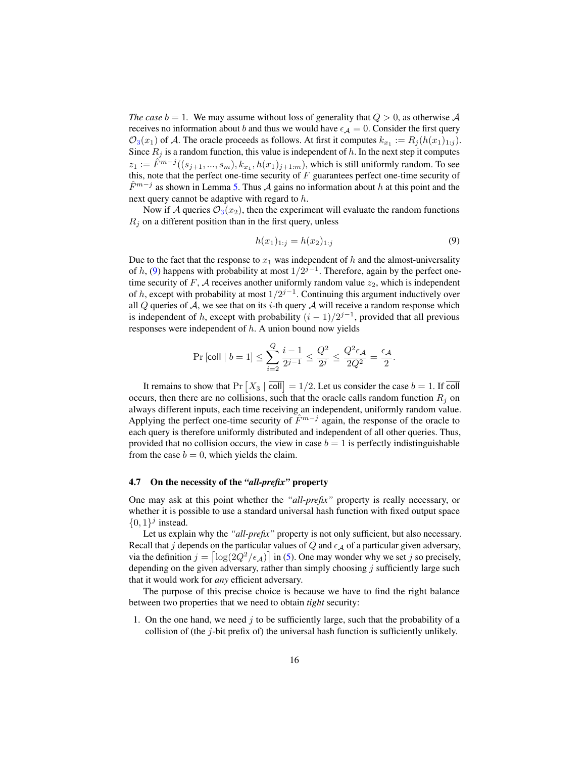*The case* $b = 1$. We may assume without loss of generality that $Q > 0$, as otherwise $\mathcal{A}$ receives no information about $b$ and thus we would have $\epsilon_{\mathcal{A}} = 0$. Consider the first query $\mathcal{O}_3(x_1)$ of $\mathcal{A}$. The oracle proceeds as follows. At first it computes $k_{x_1} := R_j(h(x_1)_{1:j})$. Since $R_j$ is a random function, this value is independent of $h$. In the next step it computes $z_1 := \hat{F}^{m-j}((s_{j+1}, ..., s_m), k_{x_1}, h(x_1)_{j+1:m})$, which is still uniformly random. To see this, note that the perfect one-time security of $F$ guarantees perfect one-time security of $\hat{F}^{m-j}$ as shown in Lemma 5. Thus $\mathcal{A}$ gains no information about $h$ at this point and the next query cannot be adaptive with regard to $h$.

Now if $\mathcal{A}$ queries $\mathcal{O}_3(x_2)$, then the experiment will evaluate the random functions $R_j$ on a different position than in the first query, unless

$$h(x_1)_{1:j} = h(x_2)_{1:j} \tag{9}$$

Due to the fact that the response to $x_1$ was independent of $h$ and the almost-universality of $h$, (9) happens with probability at most $1/2^{j-1}$. Therefore, again by the perfect one-time security of $F$, $\mathcal{A}$ receives another uniformly random value $z_2$, which is independent of $h$, except with probability at most $1/2^{j-1}$. Continuing this argument inductively over all $Q$ queries of $\mathcal{A}$, we see that on its $i$-th query $\mathcal{A}$ will receive a random response which is independent of $h$, except with probability $(i-1)/2^{j-1}$, provided that all previous responses were independent of $h$. A union bound now yields

$$\Pr\left[\mathsf{coll} \mid b = 1\right] \leq \sum_{i=2}^{Q} \frac{i-1}{2^{j-1}} \leq \frac{Q^2}{2^j} \leq \frac{Q^2 \epsilon_{\mathcal{A}}}{2Q^2} = \frac{\epsilon_{\mathcal{A}}}{2}.$$

It remains to show that $\Pr\left[X_3 \mid \overline{\mathsf{coll}}\right] = 1/2$. Let us consider the case $b = 1$. If $\overline{\mathsf{coll}}$ occurs, then there are no collisions, such that the oracle calls random function $R_j$ on always different inputs, each time receiving an independent, uniformly random value. Applying the perfect one-time security of $\hat{F}^{m-j}$ again, the response of the oracle to each query is therefore uniformly distributed and independent of all other queries. Thus, provided that no collision occurs, the view in case $b = 1$ is perfectly indistinguishable from the case $b = 0$, which yields the claim.

### 4.7 On the necessity of the *"all-prefix"* property

One may ask at this point whether the *"all-prefix"* property is really necessary, or whether it is possible to use a standard universal hash function with fixed output space $\{0, 1\}^j$ instead.

Let us explain why the *"all-prefix"* property is not only sufficient, but also necessary. Recall that $j$ depends on the particular values of $Q$ and $\epsilon_{\mathcal{A}}$ of a particular given adversary, via the definition $j = \lceil \log(2Q^2/\epsilon_{\mathcal{A}}) \rceil$ in (5). One may wonder why we set $j$ so precisely, depending on the given adversary, rather than simply choosing $j$ sufficiently large such that it would work for *any* efficient adversary.

The purpose of this precise choice is because we have to find the right balance between two properties that we need to obtain *tight* security:

1. On the one hand, we need $j$ to be sufficiently large, such that the probability of a collision of (the $j$-bit prefix of) the universal hash function is sufficiently unlikely.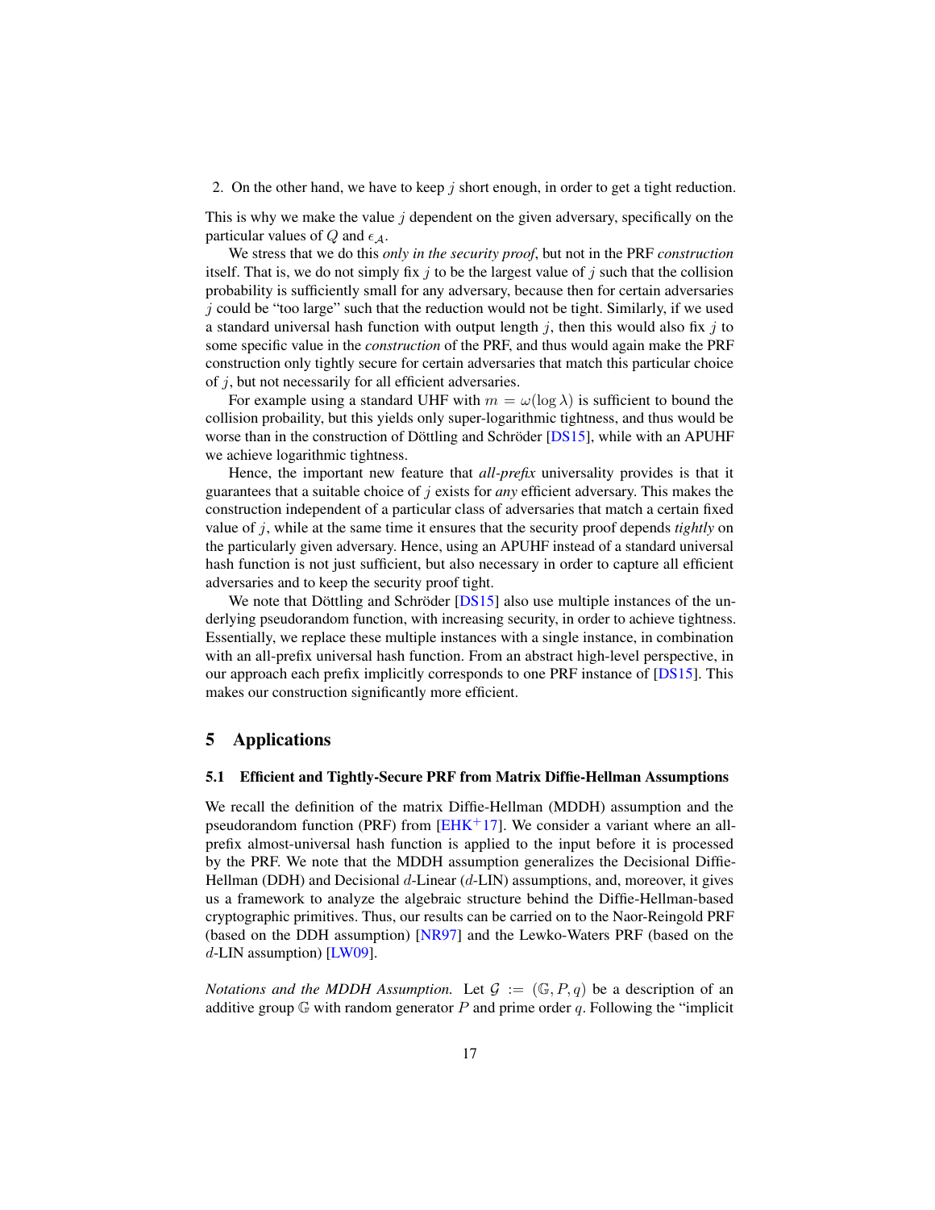2. On the other hand, we have to keep $j$ short enough, in order to get a tight reduction.

This is why we make the value $j$ dependent on the given adversary, specifically on the particular values of $Q$ and $\epsilon_{\mathcal{A}}$.

We stress that we do this *only in the security proof*, but not in the PRF *construction* itself. That is, we do not simply fix $j$ to be the largest value of $j$ such that the collision probability is sufficiently small for any adversary, because then for certain adversaries $j$ could be "too large" such that the reduction would not be tight. Similarly, if we used a standard universal hash function with output length $j$, then this would also fix $j$ to some specific value in the *construction* of the PRF, and thus would again make the PRF construction only tightly secure for certain adversaries that match this particular choice of $j$, but not necessarily for all efficient adversaries.

For example using a standard UHF with $m = \omega(\log \lambda)$ is sufficient to bound the collision probaility, but this yields only super-logarithmic tightness, and thus would be worse than in the construction of Döttling and Schröder [DS15], while with an APUHF we achieve logarithmic tightness.

Hence, the important new feature that *all-prefix* universality provides is that it guarantees that a suitable choice of $j$ exists for *any* efficient adversary. This makes the construction independent of a particular class of adversaries that match a certain fixed value of $j$, while at the same time it ensures that the security proof depends *tightly* on the particularly given adversary. Hence, using an APUHF instead of a standard universal hash function is not just sufficient, but also necessary in order to capture all efficient adversaries and to keep the security proof tight.

We note that Döttling and Schröder [DS15] also use multiple instances of the underlying pseudorandom function, with increasing security, in order to achieve tightness. Essentially, we replace these multiple instances with a single instance, in combination with an all-prefix universal hash function. From an abstract high-level perspective, in our approach each prefix implicitly corresponds to one PRF instance of [DS15]. This makes our construction significantly more efficient.

# 5 Applications

## 5.1 Efficient and Tightly-Secure PRF from Matrix Diffie-Hellman Assumptions

We recall the definition of the matrix Diffie-Hellman (MDDH) assumption and the pseudorandom function (PRF) from [EHK+17]. We consider a variant where an all-prefix almost-universal hash function is applied to the input before it is processed by the PRF. We note that the MDDH assumption generalizes the Decisional Diffie-Hellman (DDH) and Decisional $d$-Linear ($d$-LIN) assumptions, and, moreover, it gives us a framework to analyze the algebraic structure behind the Diffie-Hellman-based cryptographic primitives. Thus, our results can be carried on to the Naor-Reingold PRF (based on the DDH assumption) [NR97] and the Lewko-Waters PRF (based on the $d$-LIN assumption) [LW09].

*Notations and the MDDH Assumption.* Let $\mathcal{G} := (\mathbb{G}, P, q)$ be a description of an additive group $\mathbb{G}$ with random generator $P$ and prime order $q$. Following the "implicit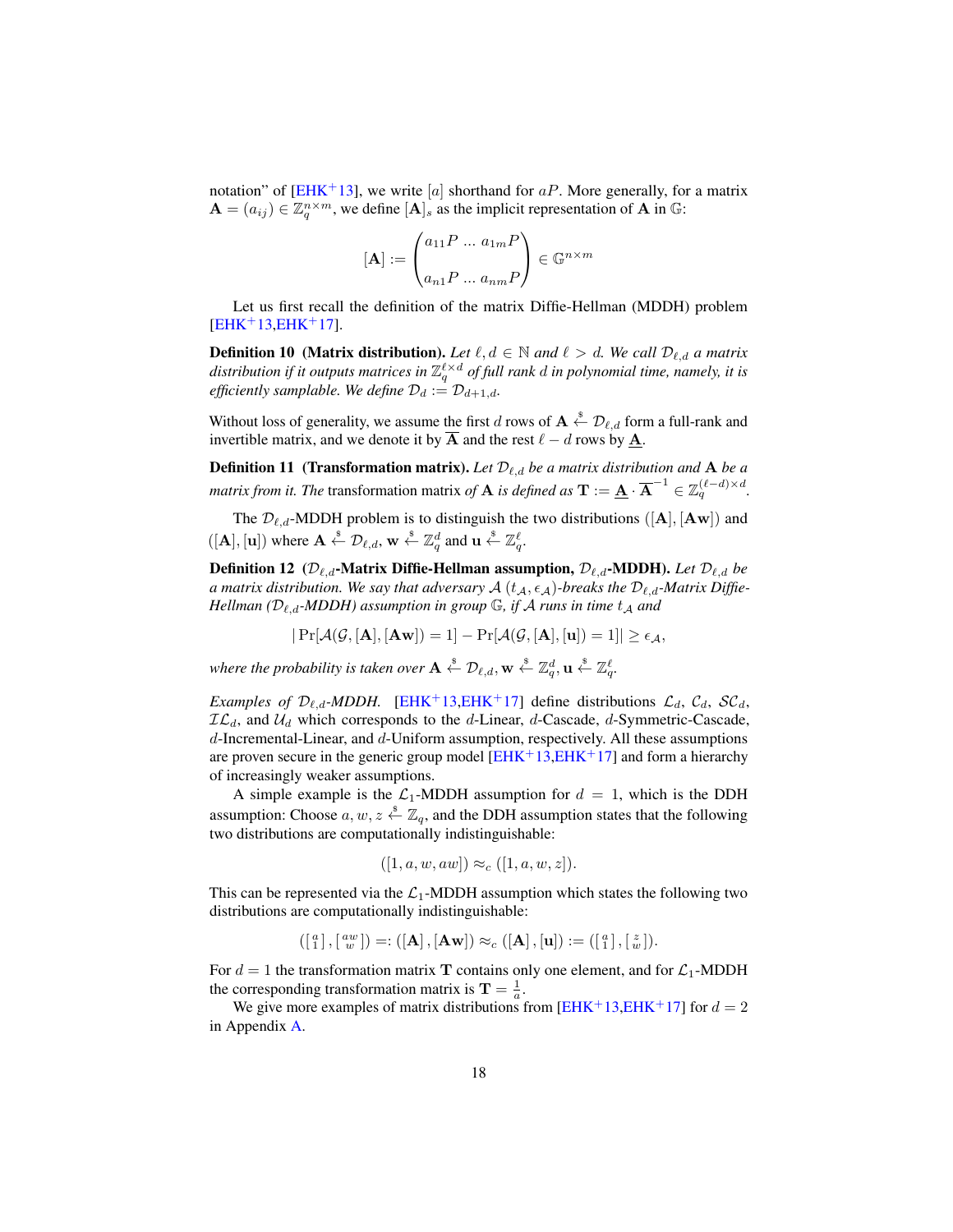notation" of [EHK+13], we write $[a]$ shorthand for $aP$. More generally, for a matrix $\mathbf{A} = (a_{ij}) \in \mathbb{Z}_q^{n \times m}$, we define $[\mathbf{A}]_s$ as the implicit representation of $\mathbf{A}$ in $\mathbb{G}$:

$$[\mathbf{A}] := \begin{pmatrix} a_{11}P \ \dots \ a_{1m}P \\ \\ a_{n1}P \ \dots \ a_{nm}P \end{pmatrix} \in \mathbb{G}^{n \times m}$$

Let us first recall the definition of the matrix Diffie-Hellman (MDDH) problem [EHK+13,EHK+17].

**Definition 10 (Matrix distribution).** *Let $\ell, d \in \mathbb{N}$ and $\ell > d$. We call $\mathcal{D}_{\ell,d}$ a matrix distribution if it outputs matrices in $\mathbb{Z}_q^{\ell \times d}$ of full rank $d$ in polynomial time, namely, it is efficiently samplable. We define $\mathcal{D}_d := \mathcal{D}_{d+1,d}$.*

Without loss of generality, we assume the first $d$ rows of $\mathbf{A} \xleftarrow{\$} \mathcal{D}_{\ell,d}$ form a full-rank and invertible matrix, and we denote it by $\overline{\mathbf{A}}$ and the rest $\ell - d$ rows by $\underline{\mathbf{A}}$.

**Definition 11 (Transformation matrix).** *Let $\mathcal{D}_{\ell,d}$ be a matrix distribution and $\mathbf{A}$ be a matrix from it. The* transformation matrix *of $\mathbf{A}$ is defined as $\mathbf{T} := \underline{\mathbf{A}} \cdot \overline{\mathbf{A}}^{-1} \in \mathbb{Z}_q^{(\ell-d) \times d}$.*

The $\mathcal{D}_{\ell,d}$-MDDH problem is to distinguish the two distributions $([\mathbf{A}], [\mathbf{Aw}])$ and $([\mathbf{A}], [\mathbf{u}])$ where $\mathbf{A} \xleftarrow{\$} \mathcal{D}_{\ell,d}$, $\mathbf{w} \xleftarrow{\$} \mathbb{Z}_q^d$ and $\mathbf{u} \xleftarrow{\$} \mathbb{Z}_q^\ell$.

**Definition 12 ($\mathcal{D}_{\ell,d}$-Matrix Diffie-Hellman assumption, $\mathcal{D}_{\ell,d}$-MDDH).** *Let $\mathcal{D}_{\ell,d}$ be a matrix distribution. We say that adversary $\mathcal{A}$ $(t_\mathcal{A}, \epsilon_\mathcal{A})$-breaks the $\mathcal{D}_{\ell,d}$-Matrix Diffie-Hellman ($\mathcal{D}_{\ell,d}$-MDDH) assumption in group $\mathbb{G}$, if $\mathcal{A}$ runs in time $t_\mathcal{A}$ and*

$$|\Pr[\mathcal{A}(\mathcal{G}, [\mathbf{A}], [\mathbf{Aw}]) = 1] - \Pr[\mathcal{A}(\mathcal{G}, [\mathbf{A}], [\mathbf{u}]) = 1]| \geq \epsilon_\mathcal{A},$$

*where the probability is taken over $\mathbf{A} \xleftarrow{\$} \mathcal{D}_{\ell,d}, \mathbf{w} \xleftarrow{\$} \mathbb{Z}_q^d, \mathbf{u} \xleftarrow{\$} \mathbb{Z}_q^\ell$.*

*Examples of $\mathcal{D}_{\ell,d}$-MDDH.* [EHK+13,EHK+17] define distributions $\mathcal{L}_d$, $\mathcal{C}_d$, $\mathcal{SC}_d$, $\mathcal{IL}_d$, and $\mathcal{U}_d$ which corresponds to the $d$-Linear, $d$-Cascade, $d$-Symmetric-Cascade, $d$-Incremental-Linear, and $d$-Uniform assumption, respectively. All these assumptions are proven secure in the generic group model [EHK+13,EHK+17] and form a hierarchy of increasingly weaker assumptions.

A simple example is the $\mathcal{L}_1$-MDDH assumption for $d = 1$, which is the DDH assumption: Choose $a, w, z \xleftarrow{\$} \mathbb{Z}_q$, and the DDH assumption states that the following two distributions are computationally indistinguishable:

$$([1, a, w, aw]) \approx_c ([1, a, w, z]).$$

This can be represented via the $\mathcal{L}_1$-MDDH assumption which states the following two distributions are computationally indistinguishable:

$$\left(\left[\begin{smallmatrix} a \\ 1 \end{smallmatrix}\right], \left[\begin{smallmatrix} aw \\ w \end{smallmatrix}\right]\right) =: ([\mathbf{A}], [\mathbf{Aw}]) \approx_c ([\mathbf{A}], [\mathbf{u}]) := \left(\left[\begin{smallmatrix} a \\ 1 \end{smallmatrix}\right], \left[\begin{smallmatrix} z \\ w \end{smallmatrix}\right]\right).$$

For $d = 1$ the transformation matrix $\mathbf{T}$ contains only one element, and for $\mathcal{L}_1$-MDDH the corresponding transformation matrix is $\mathbf{T} = \frac{1}{a}$.

We give more examples of matrix distributions from [EHK+13,EHK+17] for $d = 2$ in Appendix A.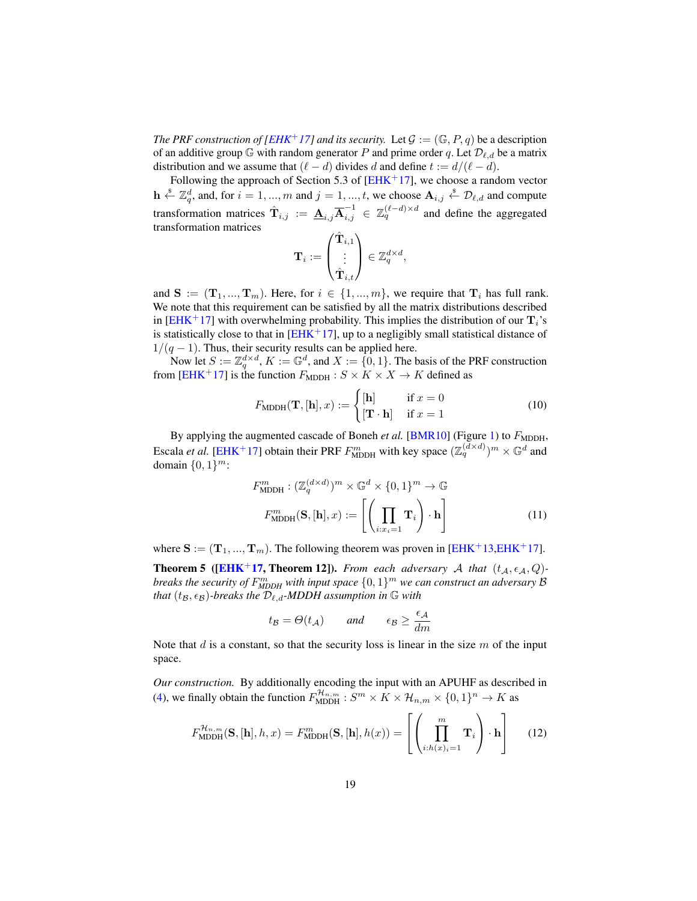*The PRF construction of [EHK+17] and its security.* Let $\mathcal{G} := (\mathbb{G}, P, q)$ be a description of an additive group $\mathbb{G}$ with random generator $P$ and prime order $q$. Let $\mathcal{D}_{\ell,d}$ be a matrix distribution and we assume that $(\ell - d)$ divides $d$ and define $t := d/(\ell - d)$.

Following the approach of Section 5.3 of [EHK+17], we choose a random vector $\mathbf{h} \xleftarrow{\$} \mathbb{Z}_q^d$, and, for $i = 1, ..., m$ and $j = 1, ..., t$, we choose $\mathbf{A}_{i,j} \xleftarrow{\$} \mathcal{D}_{\ell,d}$ and compute transformation matrices $\hat{\mathbf{T}}_{i,j} := \underline{\mathbf{A}}_{i,j}\overline{\mathbf{A}}_{i,j}^{-1} \in \mathbb{Z}_q^{(\ell-d)\times d}$ and define the aggregated transformation matrices

$$\mathbf{T}_i := \begin{pmatrix} \hat{\mathbf{T}}_{i,1} \\ \vdots \\ \hat{\mathbf{T}}_{i,t} \end{pmatrix} \in \mathbb{Z}_q^{d\times d},$$

and $\mathbf{S} := (\mathbf{T}_1, ..., \mathbf{T}_m)$. Here, for $i \in \{1, ..., m\}$, we require that $\mathbf{T}_i$ has full rank. We note that this requirement can be satisfied by all the matrix distributions described in [EHK+17] with overwhelming probability. This implies the distribution of our $\mathbf{T}_i$'s is statistically close to that in [EHK+17], up to a negligibly small statistical distance of $1/(q-1)$. Thus, their security results can be applied here.

Now let $S := \mathbb{Z}_q^{d\times d}$, $K := \mathbb{G}^d$, and $X := \{0, 1\}$. The basis of the PRF construction from [EHK+17] is the function $F_{\text{MDDH}} : S \times K \times X \to K$ defined as

$$F_{\text{MDDH}}(\mathbf{T}, [\mathbf{h}], x) := \begin{cases} [\mathbf{h}] & \text{if } x = 0 \\ [\mathbf{T}\cdot\mathbf{h}] & \text{if } x = 1 \end{cases} \tag{10}$$

By applying the augmented cascade of Boneh *et al.* [BMR10] (Figure 1) to $F_{\text{MDDH}}$, Escala *et al.* [EHK+17] obtain their PRF $F_{\text{MDDH}}^m$ with key space $(\mathbb{Z}_q^{(d\times d)})^m \times \mathbb{G}^d$ and domain $\{0, 1\}^m$:

$$F_{\text{MDDH}}^m : (\mathbb{Z}_q^{(d\times d)})^m \times \mathbb{G}^d \times \{0,1\}^m \to \mathbb{G}$$
$$F_{\text{MDDH}}^m(\mathbf{S}, [\mathbf{h}], x) := \left[\left(\prod_{i:x_i=1} \mathbf{T}_i\right)\cdot \mathbf{h}\right] \tag{11}$$

where $\mathbf{S} := (\mathbf{T}_1, ..., \mathbf{T}_m)$. The following theorem was proven in [EHK+13,EHK+17].

**Theorem 5 ([EHK+17, Theorem 12]).** *From each adversary $\mathcal{A}$ that $(t_\mathcal{A}, \epsilon_\mathcal{A}, Q)$-breaks the security of $F_{MDDH}^m$ with input space $\{0,1\}^m$ we can construct an adversary $\mathcal{B}$ that $(t_\mathcal{B}, \epsilon_\mathcal{B})$-breaks the $\mathcal{D}_{\ell,d}$-MDDH assumption in $\mathbb{G}$ with*

$$t_\mathcal{B} = \Theta(t_\mathcal{A}) \qquad \text{and} \qquad \epsilon_\mathcal{B} \geq \frac{\epsilon_\mathcal{A}}{dm}$$

Note that $d$ is a constant, so that the security loss is linear in the size $m$ of the input space.

*Our construction.* By additionally encoding the input with an APUHF as described in (4), we finally obtain the function $F_{\text{MDDH}}^{\mathcal{H}_{n,m}} : S^m \times K \times \mathcal{H}_{n,m} \times \{0,1\}^n \to K$ as

$$F_{\text{MDDH}}^{\mathcal{H}_{n,m}}(\mathbf{S}, [\mathbf{h}], h, x) = F_{\text{MDDH}}^m(\mathbf{S}, [\mathbf{h}], h(x)) = \left[\left(\prod_{i:h(x)_i=1}^{m} \mathbf{T}_i\right)\cdot \mathbf{h}\right] \tag{12}$$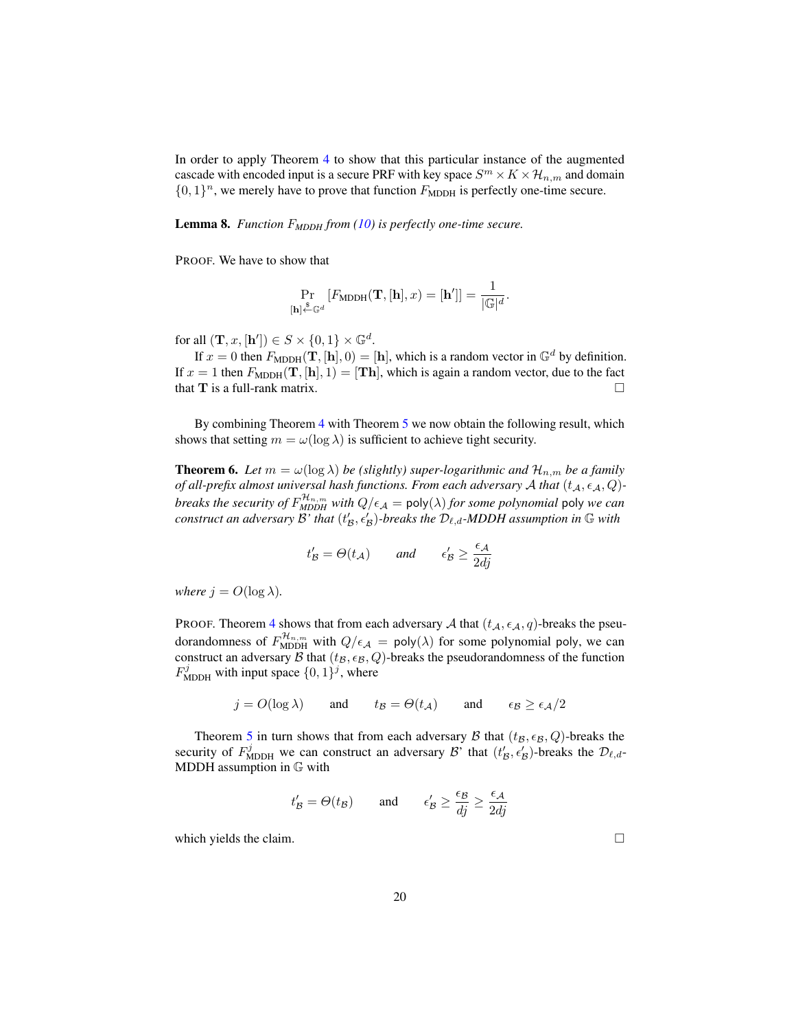In order to apply Theorem 4 to show that this particular instance of the augmented cascade with encoded input is a secure PRF with key space $S^m \times K \times \mathcal{H}_{n,m}$ and domain $\{0,1\}^n$, we merely have to prove that function $F_{\mathrm{MDDH}}$ is perfectly one-time secure.

**Lemma 8.** *Function $F_{MDDH}$ from (10) is perfectly one-time secure.*

PROOF. We have to show that

$$\Pr_{[\mathbf{h}] \xleftarrow{\$} \mathbb{G}^d}[F_{\mathrm{MDDH}}(\mathbf{T}, [\mathbf{h}], x) = [\mathbf{h}']] = \frac{1}{|\mathbb{G}|^d}.$$

for all $(\mathbf{T}, x, [\mathbf{h}']) \in S \times \{0,1\} \times \mathbb{G}^d$.

If $x = 0$ then $F_{\mathrm{MDDH}}(\mathbf{T}, [\mathbf{h}], 0) = [\mathbf{h}]$, which is a random vector in $\mathbb{G}^d$ by definition. If $x = 1$ then $F_{\mathrm{MDDH}}(\mathbf{T}, [\mathbf{h}], 1) = [\mathbf{T}\mathbf{h}]$, which is again a random vector, due to the fact that $\mathbf{T}$ is a full-rank matrix. □

By combining Theorem 4 with Theorem 5 we now obtain the following result, which shows that setting $m = \omega(\log \lambda)$ is sufficient to achieve tight security.

**Theorem 6.** *Let $m = \omega(\log \lambda)$ be (slightly) super-logarithmic and $\mathcal{H}_{n,m}$ be a family of all-prefix almost universal hash functions. From each adversary $\mathcal{A}$ that $(t_\mathcal{A}, \epsilon_\mathcal{A}, Q)$-breaks the security of $F_{MDDH}^{\mathcal{H}_{n,m}}$ with $Q/\epsilon_\mathcal{A} = \mathsf{poly}(\lambda)$ for some polynomial $\mathsf{poly}$ we can construct an adversary $\mathcal{B}$' that $(t'_\mathcal{B}, \epsilon'_\mathcal{B})$-breaks the $\mathcal{D}_{\ell,d}$-MDDH assumption in $\mathbb{G}$ with*

$$t'_\mathcal{B} = \Theta(t_\mathcal{A}) \qquad \text{and} \qquad \epsilon'_\mathcal{B} \geq \frac{\epsilon_\mathcal{A}}{2dj}$$

*where $j = O(\log \lambda)$.*

PROOF. Theorem 4 shows that from each adversary $\mathcal{A}$ that $(t_\mathcal{A}, \epsilon_\mathcal{A}, q)$-breaks the pseudorandomness of $F_{\mathrm{MDDH}}^{\mathcal{H}_{n,m}}$ with $Q/\epsilon_\mathcal{A} = \mathsf{poly}(\lambda)$ for some polynomial $\mathsf{poly}$, we can construct an adversary $\mathcal{B}$ that $(t_\mathcal{B}, \epsilon_\mathcal{B}, Q)$-breaks the pseudorandomness of the function $F_{\mathrm{MDDH}}^j$ with input space $\{0,1\}^j$, where

$$j = O(\log \lambda) \qquad \text{and} \qquad t_\mathcal{B} = \Theta(t_\mathcal{A}) \qquad \text{and} \qquad \epsilon_\mathcal{B} \geq \epsilon_\mathcal{A}/2$$

Theorem 5 in turn shows that from each adversary $\mathcal{B}$ that $(t_\mathcal{B}, \epsilon_\mathcal{B}, Q)$-breaks the security of $F_{\mathrm{MDDH}}^j$ we can construct an adversary $\mathcal{B}$' that $(t'_\mathcal{B}, \epsilon'_\mathcal{B})$-breaks the $\mathcal{D}_{\ell,d}$-MDDH assumption in $\mathbb{G}$ with

$$t'_\mathcal{B} = \Theta(t_\mathcal{B}) \qquad \text{and} \qquad \epsilon'_\mathcal{B} \geq \frac{\epsilon_\mathcal{B}}{dj} \geq \frac{\epsilon_\mathcal{A}}{2dj}$$

which yields the claim. □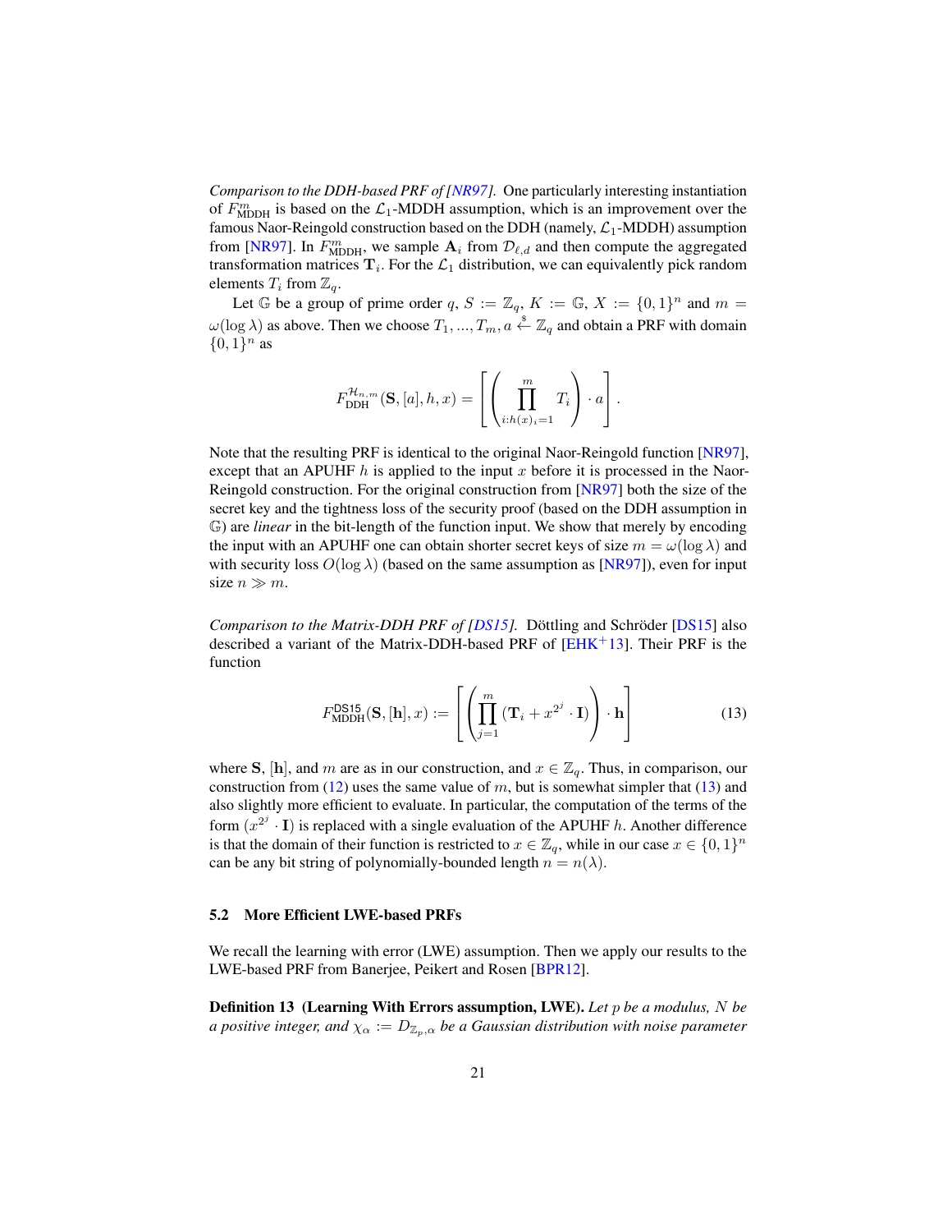*Comparison to the DDH-based PRF of [NR97].* One particularly interesting instantiation of $F^m_{\mathrm{MDDH}}$ is based on the $\mathcal{L}_1$-MDDH assumption, which is an improvement over the famous Naor-Reingold construction based on the DDH (namely, $\mathcal{L}_1$-MDDH) assumption from [NR97]. In $F^m_{\mathrm{MDDH}}$, we sample $\mathbf{A}_i$ from $\mathcal{D}_{\ell,d}$ and then compute the aggregated transformation matrices $\mathbf{T}_i$. For the $\mathcal{L}_1$ distribution, we can equivalently pick random elements $T_i$ from $\mathbb{Z}_q$.

Let $\mathbb{G}$ be a group of prime order $q$, $S := \mathbb{Z}_q$, $K := \mathbb{G}$, $X := \{0,1\}^n$ and $m = \omega(\log \lambda)$ as above. Then we choose $T_1, ..., T_m, a \xleftarrow{\$} \mathbb{Z}_q$ and obtain a PRF with domain $\{0,1\}^n$ as

$$F^{\mathcal{H}_{n,m}}_{\mathrm{DDH}}(\mathbf{S}, [a], h, x) = \left[ \left( \prod_{i:h(x)_i=1}^{m} T_i \right) \cdot a \right].$$

Note that the resulting PRF is identical to the original Naor-Reingold function [NR97], except that an APUHF $h$ is applied to the input $x$ before it is processed in the Naor-Reingold construction. For the original construction from [NR97] both the size of the secret key and the tightness loss of the security proof (based on the DDH assumption in $\mathbb{G}$) are *linear* in the bit-length of the function input. We show that merely by encoding the input with an APUHF one can obtain shorter secret keys of size $m = \omega(\log \lambda)$ and with security loss $O(\log \lambda)$ (based on the same assumption as [NR97]), even for input size $n \gg m$.

*Comparison to the Matrix-DDH PRF of [DS15].* Döttling and Schröder [DS15] also described a variant of the Matrix-DDH-based PRF of [EHK+13]. Their PRF is the function

$$F^{\mathsf{DS15}}_{\mathrm{MDDH}}(\mathbf{S}, [\mathbf{h}], x) := \left[ \left( \prod_{j=1}^{m} (\mathbf{T}_i + x^{2^j} \cdot \mathbf{I}) \right) \cdot \mathbf{h} \right] \tag{13}$$

where $\mathbf{S}$, $[\mathbf{h}]$, and $m$ are as in our construction, and $x \in \mathbb{Z}_q$. Thus, in comparison, our construction from (12) uses the same value of $m$, but is somewhat simpler that (13) and also slightly more efficient to evaluate. In particular, the computation of the terms of the form $(x^{2^j} \cdot \mathbf{I})$ is replaced with a single evaluation of the APUHF $h$. Another difference is that the domain of their function is restricted to $x \in \mathbb{Z}_q$, while in our case $x \in \{0,1\}^n$ can be any bit string of polynomially-bounded length $n = n(\lambda)$.

### 5.2 More Efficient LWE-based PRFs

We recall the learning with error (LWE) assumption. Then we apply our results to the LWE-based PRF from Banerjee, Peikert and Rosen [BPR12].

**Definition 13 (Learning With Errors assumption, LWE).** *Let $p$ be a modulus, $N$ be a positive integer, and $\chi_\alpha := D_{\mathbb{Z}_p,\alpha}$ be a Gaussian distribution with noise parameter*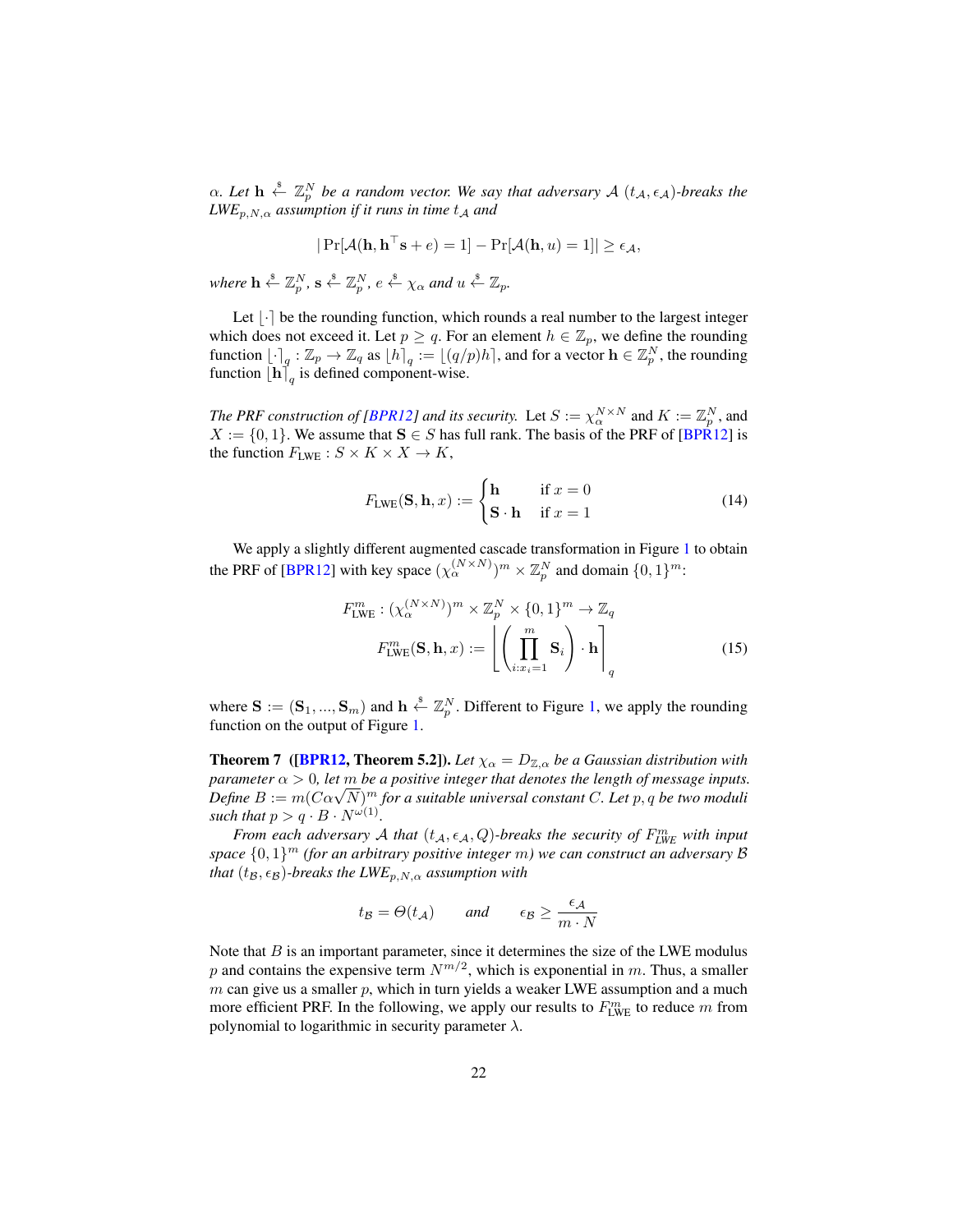*$\alpha$. Let $\mathbf{h} \xleftarrow{\$} \mathbb{Z}_p^N$ be a random vector. We say that adversary $\mathcal{A}$ $(t_\mathcal{A}, \epsilon_\mathcal{A})$-breaks the LWE$_{p,N,\alpha}$ assumption if it runs in time $t_\mathcal{A}$ and*

$$|\Pr[\mathcal{A}(\mathbf{h}, \mathbf{h}^\top \mathbf{s} + e) = 1] - \Pr[\mathcal{A}(\mathbf{h}, u) = 1]| \geq \epsilon_\mathcal{A},$$

*where $\mathbf{h} \xleftarrow{\$} \mathbb{Z}_p^N$, $\mathbf{s} \xleftarrow{\$} \mathbb{Z}_p^N$, $e \xleftarrow{\$} \chi_\alpha$ and $u \xleftarrow{\$} \mathbb{Z}_p$.*

Let $\lfloor \cdot \rceil$ be the rounding function, which rounds a real number to the largest integer which does not exceed it. Let $p \geq q$. For an element $h \in \mathbb{Z}_p$, we define the rounding function $\lfloor \cdot \rceil_q : \mathbb{Z}_p \to \mathbb{Z}_q$ as $\lfloor h \rceil_q := \lfloor (q/p)h \rceil$, and for a vector $\mathbf{h} \in \mathbb{Z}_p^N$, the rounding function $\lfloor \mathbf{h} \rceil_q$ is defined component-wise.

*The PRF construction of [BPR12] and its security.* Let $S := \chi_\alpha^{N \times N}$ and $K := \mathbb{Z}_p^N$, and $X := \{0, 1\}$. We assume that $\mathbf{S} \in S$ has full rank. The basis of the PRF of [BPR12] is the function $F_{\text{LWE}} : S \times K \times X \to K$,

$$F_{\text{LWE}}(\mathbf{S}, \mathbf{h}, x) := \begin{cases} \mathbf{h} & \text{if } x = 0 \\ \mathbf{S} \cdot \mathbf{h} & \text{if } x = 1 \end{cases} \tag{14}$$

We apply a slightly different augmented cascade transformation in Figure 1 to obtain the PRF of [BPR12] with key space $(\chi_\alpha^{(N \times N)})^m \times \mathbb{Z}_p^N$ and domain $\{0, 1\}^m$:

$$\begin{aligned} F_{\text{LWE}}^m &: (\chi_\alpha^{(N \times N)})^m \times \mathbb{Z}_p^N \times \{0,1\}^m \to \mathbb{Z}_q \\ F_{\text{LWE}}^m(\mathbf{S}, \mathbf{h}, x) &:= \left\lfloor \left( \prod_{i:x_i=1}^{m} \mathbf{S}_i \right) \cdot \mathbf{h} \right\rceil_q \end{aligned} \tag{15}$$

where $\mathbf{S} := (\mathbf{S}_1, ..., \mathbf{S}_m)$ and $\mathbf{h} \xleftarrow{\$} \mathbb{Z}_p^N$. Different to Figure 1, we apply the rounding function on the output of Figure 1.

**Theorem 7 ([BPR12, Theorem 5.2]).** *Let $\chi_\alpha = D_{\mathbb{Z},\alpha}$ be a Gaussian distribution with parameter $\alpha > 0$, let $m$ be a positive integer that denotes the length of message inputs. Define $B := m(C\alpha\sqrt{N})^m$ for a suitable universal constant $C$. Let $p, q$ be two moduli such that $p > q \cdot B \cdot N^{\omega(1)}$.*

*From each adversary $\mathcal{A}$ that $(t_\mathcal{A}, \epsilon_\mathcal{A}, Q)$-breaks the security of $F_{\text{LWE}}^m$ with input space $\{0,1\}^m$ (for an arbitrary positive integer $m$) we can construct an adversary $\mathcal{B}$ that $(t_\mathcal{B}, \epsilon_\mathcal{B})$-breaks the LWE$_{p,N,\alpha}$ assumption with*

$$t_\mathcal{B} = \Theta(t_\mathcal{A}) \qquad \text{and} \qquad \epsilon_\mathcal{B} \geq \frac{\epsilon_\mathcal{A}}{m \cdot N}$$

Note that $B$ is an important parameter, since it determines the size of the LWE modulus $p$ and contains the expensive term $N^{m/2}$, which is exponential in $m$. Thus, a smaller $m$ can give us a smaller $p$, which in turn yields a weaker LWE assumption and a much more efficient PRF. In the following, we apply our results to $F_{\text{LWE}}^m$ to reduce $m$ from polynomial to logarithmic in security parameter $\lambda$.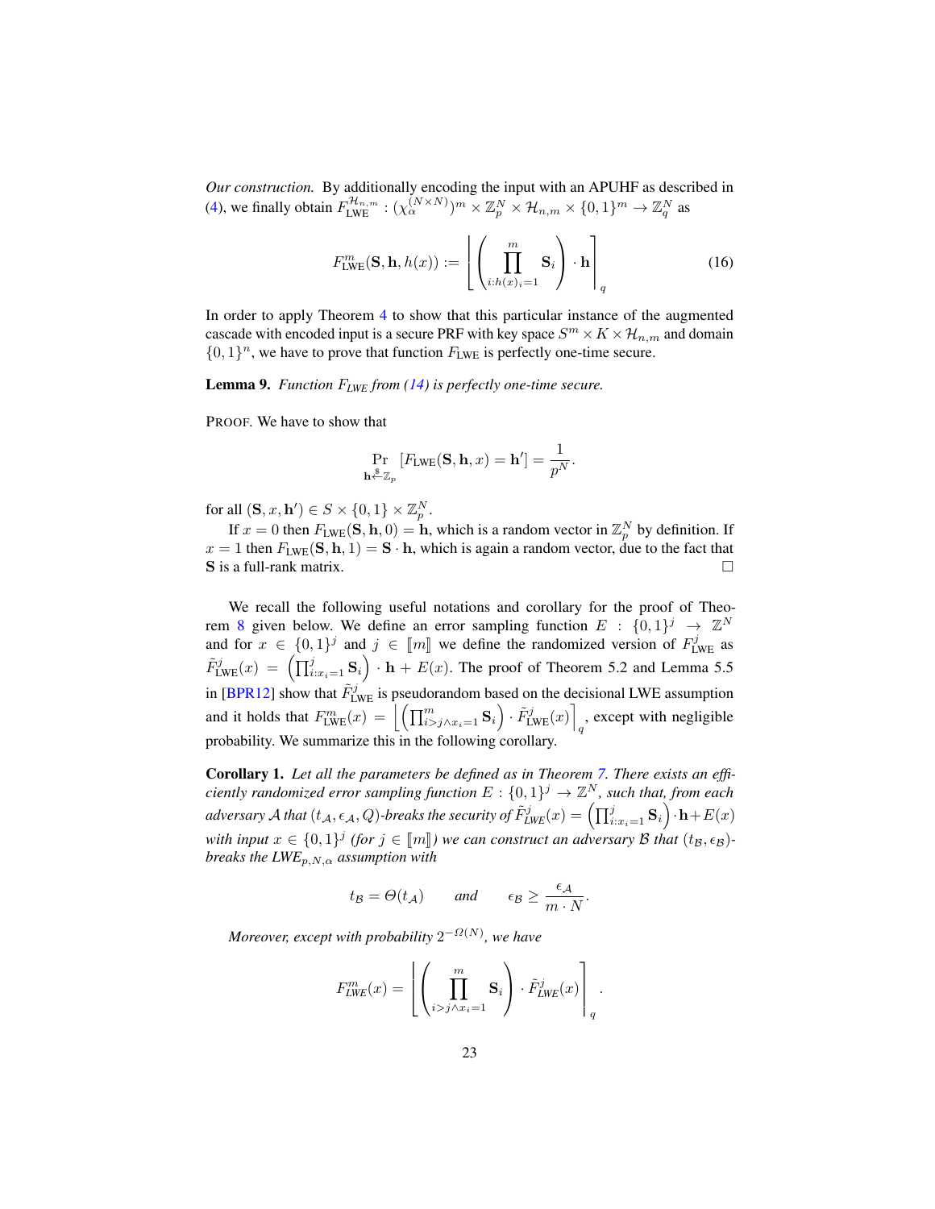*Our construction.* By additionally encoding the input with an APUHF as described in (4), we finally obtain $F_{\text{LWE}}^{\mathcal{H}_{n,m}} : (\chi_\alpha^{(N\times N)})^m \times \mathbb{Z}_p^N \times \mathcal{H}_{n,m} \times \{0,1\}^m \to \mathbb{Z}_q^N$ as

$$F_{\text{LWE}}^m(\mathbf{S}, \mathbf{h}, h(x)) := \left\lfloor \left( \prod_{i:h(x)_i=1}^{m} \mathbf{S}_i \right) \cdot \mathbf{h} \right\rceil_q \tag{16}$$

In order to apply Theorem 4 to show that this particular instance of the augmented cascade with encoded input is a secure PRF with key space $S^m \times K \times \mathcal{H}_{n,m}$ and domain $\{0,1\}^n$, we have to prove that function $F_{\text{LWE}}$ is perfectly one-time secure.

**Lemma 9.** *Function $F_{LWE}$ from (14) is perfectly one-time secure.*

PROOF. We have to show that

$$\Pr_{\mathbf{h} \xleftarrow{\$} \mathbb{Z}_p} [F_{\text{LWE}}(\mathbf{S}, \mathbf{h}, x) = \mathbf{h}'] = \frac{1}{p^N}.$$

for all $(\mathbf{S}, x, \mathbf{h}') \in S \times \{0,1\} \times \mathbb{Z}_p^N$.

If $x = 0$ then $F_{\text{LWE}}(\mathbf{S}, \mathbf{h}, 0) = \mathbf{h}$, which is a random vector in $\mathbb{Z}_p^N$ by definition. If $x = 1$ then $F_{\text{LWE}}(\mathbf{S}, \mathbf{h}, 1) = \mathbf{S} \cdot \mathbf{h}$, which is again a random vector, due to the fact that $\mathbf{S}$ is a full-rank matrix. □

We recall the following useful notations and corollary for the proof of Theorem 8 given below. We define an error sampling function $E : \{0,1\}^j \to \mathbb{Z}^N$ and for $x \in \{0,1\}^j$ and $j \in [\![m]\!]$ we define the randomized version of $F_{\text{LWE}}^j$ as $\tilde{F}_{\text{LWE}}^j(x) = \left(\prod_{i:x_i=1}^{j} \mathbf{S}_i\right) \cdot \mathbf{h} + E(x)$. The proof of Theorem 5.2 and Lemma 5.5 in [BPR12] show that $\tilde{F}_{\text{LWE}}^j$ is pseudorandom based on the decisional LWE assumption and it holds that $F_{\text{LWE}}^m(x) = \left\lfloor \left(\prod_{i>j \wedge x_i=1}^{m} \mathbf{S}_i\right) \cdot \tilde{F}_{\text{LWE}}^j(x) \right\rceil_q$, except with negligible probability. We summarize this in the following corollary.

**Corollary 1.** *Let all the parameters be defined as in Theorem 7. There exists an efficiently randomized error sampling function $E : \{0,1\}^j \to \mathbb{Z}^N$, such that, from each adversary $\mathcal{A}$ that $(t_\mathcal{A}, \epsilon_\mathcal{A}, Q)$-breaks the security of $\tilde{F}_{LWE}^j(x) = \left(\prod_{i:x_i=1}^{j} \mathbf{S}_i\right) \cdot \mathbf{h} + E(x)$ with input $x \in \{0,1\}^j$ (for $j \in [\![m]\!]$) we can construct an adversary $\mathcal{B}$ that $(t_\mathcal{B}, \epsilon_\mathcal{B})$-breaks the LWE$_{p,N,\alpha}$ assumption with*

$$t_\mathcal{B} = \Theta(t_\mathcal{A}) \qquad \text{and} \qquad \epsilon_\mathcal{B} \geq \frac{\epsilon_\mathcal{A}}{m \cdot N}.$$

*Moreover, except with probability $2^{-\Omega(N)}$, we have*

$$F_{LWE}^m(x) = \left\lfloor \left( \prod_{i>j \wedge x_i=1}^{m} \mathbf{S}_i \right) \cdot \tilde{F}_{LWE}^j(x) \right\rceil_q.$$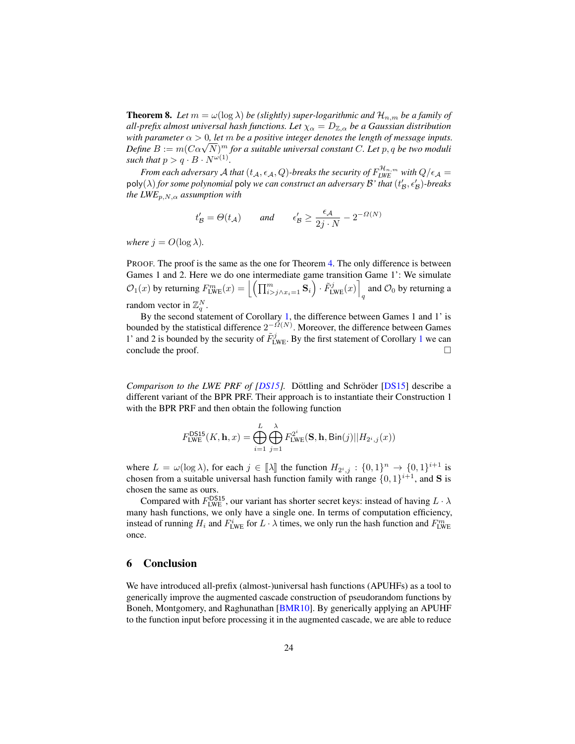**Theorem 8.** *Let $m = \omega(\log \lambda)$ be (slightly) super-logarithmic and $\mathcal{H}_{n,m}$ be a family of all-prefix almost universal hash functions. Let $\chi_\alpha = D_{\mathbb{Z},\alpha}$ be a Gaussian distribution with parameter $\alpha > 0$, let $m$ be a positive integer denotes the length of message inputs. Define $B := m(C\alpha\sqrt{N})^m$ for a suitable universal constant $C$. Let $p, q$ be two moduli such that $p > q \cdot B \cdot N^{\omega(1)}$.*

*From each adversary $\mathcal{A}$ that $(t_\mathcal{A}, \epsilon_\mathcal{A}, Q)$-breaks the security of $F_{LWE}^{\mathcal{H}_{n,m}}$ with $Q/\epsilon_\mathcal{A} = \mathsf{poly}(\lambda)$ for some polynomial $\mathsf{poly}$ we can construct an adversary $\mathcal{B}$' that $(t'_\mathcal{B}, \epsilon'_\mathcal{B})$-breaks the LWE$_{p,N,\alpha}$ assumption with*

$$t'_\mathcal{B} = \Theta(t_\mathcal{A}) \qquad \text{and} \qquad \epsilon'_\mathcal{B} \geq \frac{\epsilon_\mathcal{A}}{2j \cdot N} - 2^{-\Omega(N)}$$

*where $j = O(\log \lambda)$.*

PROOF. The proof is the same as the one for Theorem 4. The only difference is between Games 1 and 2. Here we do one intermediate game transition Game 1': We simulate $\mathcal{O}_1(x)$ by returning $F^m_{\mathrm{LWE}}(x) = \left\lfloor \left(\prod_{i>j \wedge x_i=1}^{m} \mathbf{S}_i\right) \cdot \tilde{F}^j_{\mathrm{LWE}}(x) \right\rceil_q$ and $\mathcal{O}_0$ by returning a random vector in $\mathbb{Z}_q^N$.

By the second statement of Corollary 1, the difference between Games 1 and 1' is bounded by the statistical difference $2^{-\Omega(N)}$. Moreover, the difference between Games 1' and 2 is bounded by the security of $\tilde{F}^j_{\mathrm{LWE}}$. By the first statement of Corollary 1 we can conclude the proof. □

*Comparison to the LWE PRF of [DS15].* Döttling and Schröder [DS15] describe a different variant of the BPR PRF. Their approach is to instantiate their Construction 1 with the BPR PRF and then obtain the following function

$$F^{\mathsf{DS15}}_{\mathrm{LWE}}(K, \mathbf{h}, x) = \bigoplus_{i=1}^{L} \bigoplus_{j=1}^{\lambda} F^{2^i}_{\mathrm{LWE}}(\mathbf{S}, \mathbf{h}, \mathsf{Bin}(j) || H_{2^i,j}(x))$$

where $L = \omega(\log \lambda)$, for each $j \in [\![\lambda]\!]$ the function $H_{2^i,j} : \{0,1\}^n \to \{0,1\}^{i+1}$ is chosen from a suitable universal hash function family with range $\{0,1\}^{i+1}$, and $\mathbf{S}$ is chosen the same as ours.

Compared with $F^{\mathsf{DS15}}_{\mathrm{LWE}}$, our variant has shorter secret keys: instead of having $L \cdot \lambda$ many hash functions, we only have a single one. In terms of computation efficiency, instead of running $H_i$ and $F^i_{\mathrm{LWE}}$ for $L \cdot \lambda$ times, we only run the hash function and $F^m_{\mathrm{LWE}}$ once.

## 6 Conclusion

We have introduced all-prefix (almost-)universal hash functions (APUHFs) as a tool to generically improve the augmented cascade construction of pseudorandom functions by Boneh, Montgomery, and Raghunathan [BMR10]. By generically applying an APUHF to the function input before processing it in the augmented cascade, we are able to reduce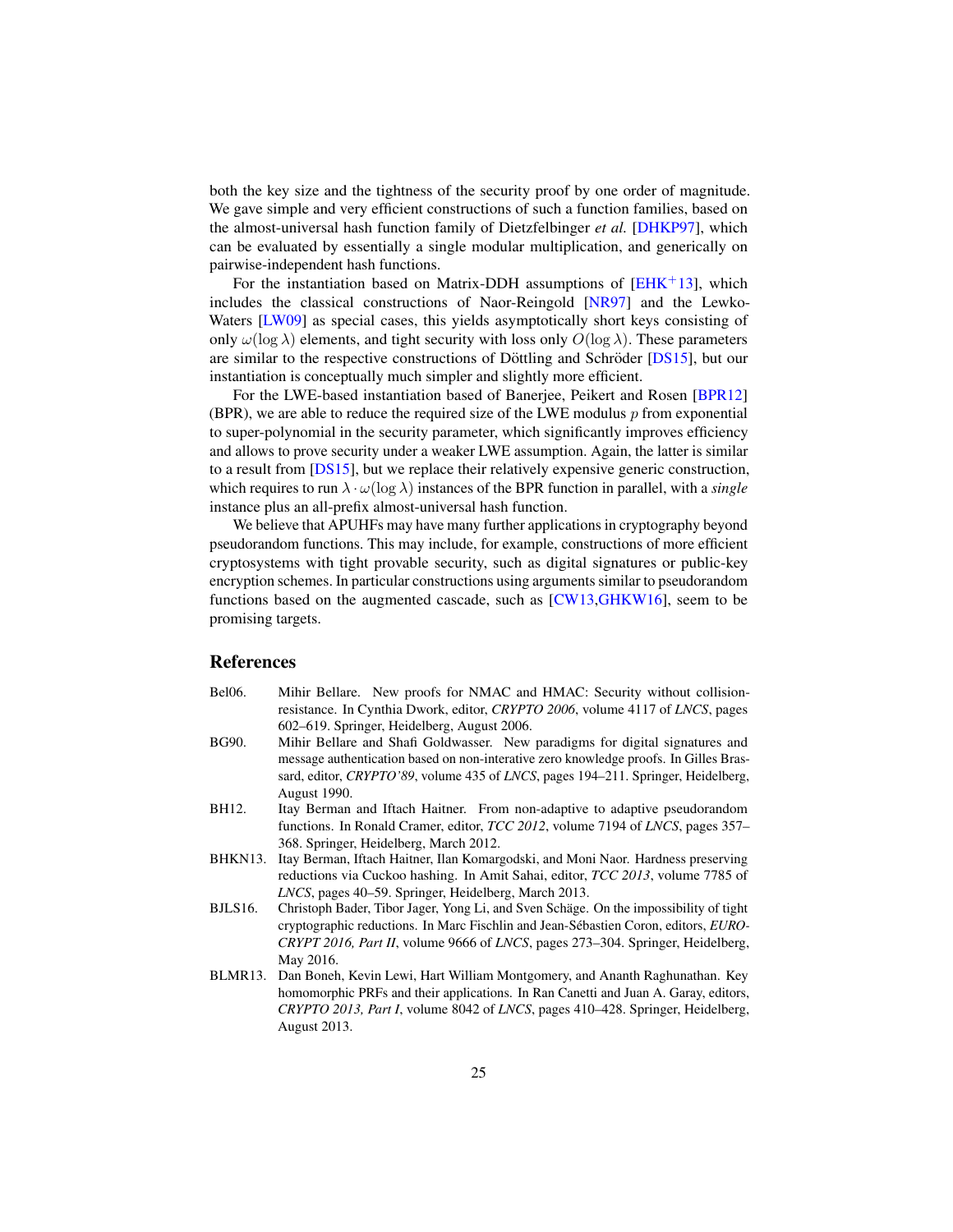both the key size and the tightness of the security proof by one order of magnitude. We gave simple and very efficient constructions of such a function families, based on the almost-universal hash function family of Dietzfelbinger *et al.* [DHKP97], which can be evaluated by essentially a single modular multiplication, and generically on pairwise-independent hash functions.

For the instantiation based on Matrix-DDH assumptions of [EHK+13], which includes the classical constructions of Naor-Reingold [NR97] and the Lewko-Waters [LW09] as special cases, this yields asymptotically short keys consisting of only $\omega(\log \lambda)$ elements, and tight security with loss only $O(\log \lambda)$. These parameters are similar to the respective constructions of Döttling and Schröder [DS15], but our instantiation is conceptually much simpler and slightly more efficient.

For the LWE-based instantiation based of Banerjee, Peikert and Rosen [BPR12] (BPR), we are able to reduce the required size of the LWE modulus $p$ from exponential to super-polynomial in the security parameter, which significantly improves efficiency and allows to prove security under a weaker LWE assumption. Again, the latter is similar to a result from [DS15], but we replace their relatively expensive generic construction, which requires to run $\lambda \cdot \omega(\log \lambda)$ instances of the BPR function in parallel, with a *single* instance plus an all-prefix almost-universal hash function.

We believe that APUHFs may have many further applications in cryptography beyond pseudorandom functions. This may include, for example, constructions of more efficient cryptosystems with tight provable security, such as digital signatures or public-key encryption schemes. In particular constructions using arguments similar to pseudorandom functions based on the augmented cascade, such as [CW13,GHKW16], seem to be promising targets.

## References

- Bel06. Mihir Bellare. New proofs for NMAC and HMAC: Security without collision-resistance. In Cynthia Dwork, editor, *CRYPTO 2006*, volume 4117 of *LNCS*, pages 602–619. Springer, Heidelberg, August 2006.
- BG90. Mihir Bellare and Shafi Goldwasser. New paradigms for digital signatures and message authentication based on non-interative zero knowledge proofs. In Gilles Brassard, editor, *CRYPTO'89*, volume 435 of *LNCS*, pages 194–211. Springer, Heidelberg, August 1990.
- BH12. Itay Berman and Iftach Haitner. From non-adaptive to adaptive pseudorandom functions. In Ronald Cramer, editor, *TCC 2012*, volume 7194 of *LNCS*, pages 357–368. Springer, Heidelberg, March 2012.
- BHKN13. Itay Berman, Iftach Haitner, Ilan Komargodski, and Moni Naor. Hardness preserving reductions via Cuckoo hashing. In Amit Sahai, editor, *TCC 2013*, volume 7785 of *LNCS*, pages 40–59. Springer, Heidelberg, March 2013.
- BJLS16. Christoph Bader, Tibor Jager, Yong Li, and Sven Schäge. On the impossibility of tight cryptographic reductions. In Marc Fischlin and Jean-Sébastien Coron, editors, *EUROCRYPT 2016, Part II*, volume 9666 of *LNCS*, pages 273–304. Springer, Heidelberg, May 2016.
- BLMR13. Dan Boneh, Kevin Lewi, Hart William Montgomery, and Ananth Raghunathan. Key homomorphic PRFs and their applications. In Ran Canetti and Juan A. Garay, editors, *CRYPTO 2013, Part I*, volume 8042 of *LNCS*, pages 410–428. Springer, Heidelberg, August 2013.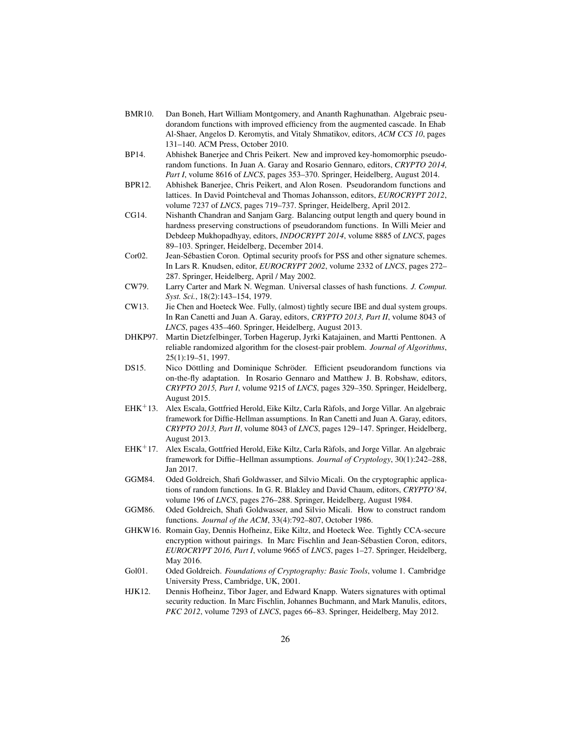BMR10. Dan Boneh, Hart William Montgomery, and Ananth Raghunathan. Algebraic pseudorandom functions with improved efficiency from the augmented cascade. In Ehab Al-Shaer, Angelos D. Keromytis, and Vitaly Shmatikov, editors, *ACM CCS 10*, pages 131–140. ACM Press, October 2010.

BP14. Abhishek Banerjee and Chris Peikert. New and improved key-homomorphic pseudorandom functions. In Juan A. Garay and Rosario Gennaro, editors, *CRYPTO 2014, Part I*, volume 8616 of *LNCS*, pages 353–370. Springer, Heidelberg, August 2014.

BPR12. Abhishek Banerjee, Chris Peikert, and Alon Rosen. Pseudorandom functions and lattices. In David Pointcheval and Thomas Johansson, editors, *EUROCRYPT 2012*, volume 7237 of *LNCS*, pages 719–737. Springer, Heidelberg, April 2012.

CG14. Nishanth Chandran and Sanjam Garg. Balancing output length and query bound in hardness preserving constructions of pseudorandom functions. In Willi Meier and Debdeep Mukhopadhyay, editors, *INDOCRYPT 2014*, volume 8885 of *LNCS*, pages 89–103. Springer, Heidelberg, December 2014.

Cor02. Jean-Sébastien Coron. Optimal security proofs for PSS and other signature schemes. In Lars R. Knudsen, editor, *EUROCRYPT 2002*, volume 2332 of *LNCS*, pages 272–287. Springer, Heidelberg, April / May 2002.

CW79. Larry Carter and Mark N. Wegman. Universal classes of hash functions. *J. Comput. Syst. Sci.*, 18(2):143–154, 1979.

CW13. Jie Chen and Hoeteck Wee. Fully, (almost) tightly secure IBE and dual system groups. In Ran Canetti and Juan A. Garay, editors, *CRYPTO 2013, Part II*, volume 8043 of *LNCS*, pages 435–460. Springer, Heidelberg, August 2013.

DHKP97. Martin Dietzfelbinger, Torben Hagerup, Jyrki Katajainen, and Martti Penttonen. A reliable randomized algorithm for the closest-pair problem. *Journal of Algorithms*, 25(1):19–51, 1997.

DS15. Nico Döttling and Dominique Schröder. Efficient pseudorandom functions via on-the-fly adaptation. In Rosario Gennaro and Matthew J. B. Robshaw, editors, *CRYPTO 2015, Part I*, volume 9215 of *LNCS*, pages 329–350. Springer, Heidelberg, August 2015.

EHK+13. Alex Escala, Gottfried Herold, Eike Kiltz, Carla Ràfols, and Jorge Villar. An algebraic framework for Diffie-Hellman assumptions. In Ran Canetti and Juan A. Garay, editors, *CRYPTO 2013, Part II*, volume 8043 of *LNCS*, pages 129–147. Springer, Heidelberg, August 2013.

EHK+17. Alex Escala, Gottfried Herold, Eike Kiltz, Carla Ràfols, and Jorge Villar. An algebraic framework for Diffie–Hellman assumptions. *Journal of Cryptology*, 30(1):242–288, Jan 2017.

GGM84. Oded Goldreich, Shafi Goldwasser, and Silvio Micali. On the cryptographic applications of random functions. In G. R. Blakley and David Chaum, editors, *CRYPTO'84*, volume 196 of *LNCS*, pages 276–288. Springer, Heidelberg, August 1984.

GGM86. Oded Goldreich, Shafi Goldwasser, and Silvio Micali. How to construct random functions. *Journal of the ACM*, 33(4):792–807, October 1986.

GHKW16. Romain Gay, Dennis Hofheinz, Eike Kiltz, and Hoeteck Wee. Tightly CCA-secure encryption without pairings. In Marc Fischlin and Jean-Sébastien Coron, editors, *EUROCRYPT 2016, Part I*, volume 9665 of *LNCS*, pages 1–27. Springer, Heidelberg, May 2016.

Gol01. Oded Goldreich. *Foundations of Cryptography: Basic Tools*, volume 1. Cambridge University Press, Cambridge, UK, 2001.

HJK12. Dennis Hofheinz, Tibor Jager, and Edward Knapp. Waters signatures with optimal security reduction. In Marc Fischlin, Johannes Buchmann, and Mark Manulis, editors, *PKC 2012*, volume 7293 of *LNCS*, pages 66–83. Springer, Heidelberg, May 2012.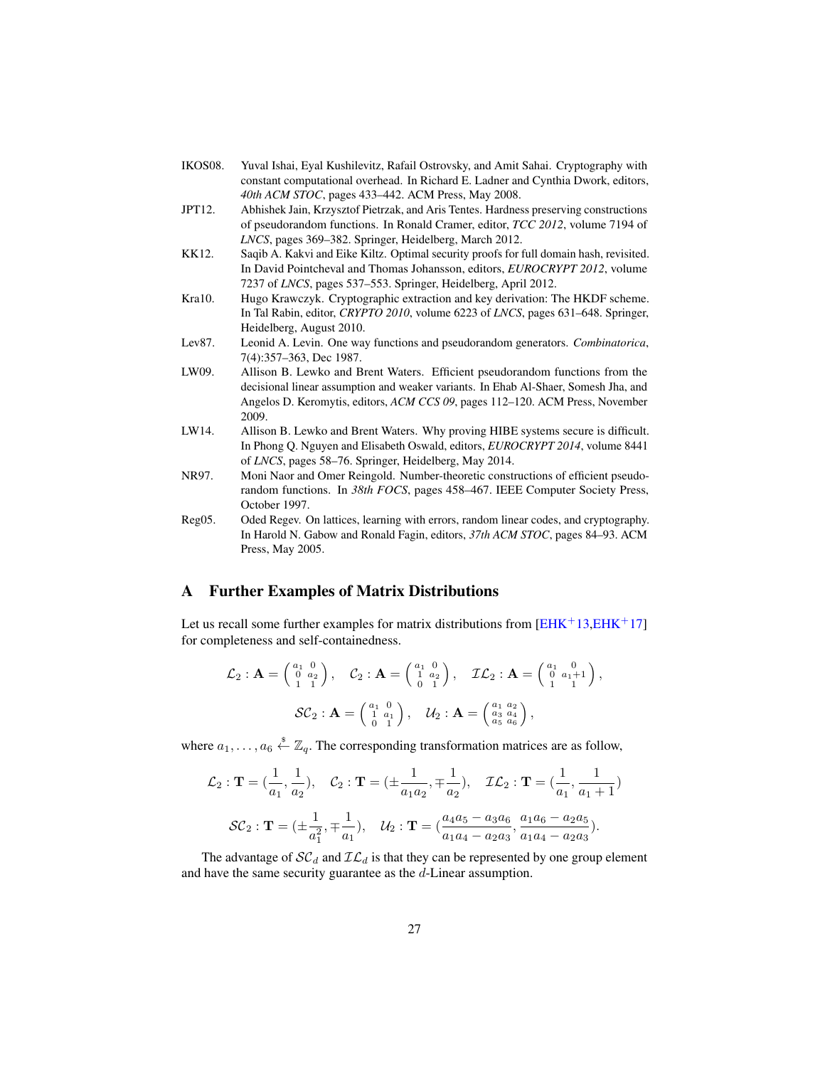IKOS08. Yuval Ishai, Eyal Kushilevitz, Rafail Ostrovsky, and Amit Sahai. Cryptography with constant computational overhead. In Richard E. Ladner and Cynthia Dwork, editors, *40th ACM STOC*, pages 433–442. ACM Press, May 2008.

JPT12. Abhishek Jain, Krzysztof Pietrzak, and Aris Tentes. Hardness preserving constructions of pseudorandom functions. In Ronald Cramer, editor, *TCC 2012*, volume 7194 of *LNCS*, pages 369–382. Springer, Heidelberg, March 2012.

KK12. Saqib A. Kakvi and Eike Kiltz. Optimal security proofs for full domain hash, revisited. In David Pointcheval and Thomas Johansson, editors, *EUROCRYPT 2012*, volume 7237 of *LNCS*, pages 537–553. Springer, Heidelberg, April 2012.

Kra10. Hugo Krawczyk. Cryptographic extraction and key derivation: The HKDF scheme. In Tal Rabin, editor, *CRYPTO 2010*, volume 6223 of *LNCS*, pages 631–648. Springer, Heidelberg, August 2010.

Lev87. Leonid A. Levin. One way functions and pseudorandom generators. *Combinatorica*, 7(4):357–363, Dec 1987.

LW09. Allison B. Lewko and Brent Waters. Efficient pseudorandom functions from the decisional linear assumption and weaker variants. In Ehab Al-Shaer, Somesh Jha, and Angelos D. Keromytis, editors, *ACM CCS 09*, pages 112–120. ACM Press, November 2009.

LW14. Allison B. Lewko and Brent Waters. Why proving HIBE systems secure is difficult. In Phong Q. Nguyen and Elisabeth Oswald, editors, *EUROCRYPT 2014*, volume 8441 of *LNCS*, pages 58–76. Springer, Heidelberg, May 2014.

NR97. Moni Naor and Omer Reingold. Number-theoretic constructions of efficient pseudo-random functions. In *38th FOCS*, pages 458–467. IEEE Computer Society Press, October 1997.

Reg05. Oded Regev. On lattices, learning with errors, random linear codes, and cryptography. In Harold N. Gabow and Ronald Fagin, editors, *37th ACM STOC*, pages 84–93. ACM Press, May 2005.

## A Further Examples of Matrix Distributions

Let us recall some further examples for matrix distributions from [EHK+13,EHK+17] for completeness and self-containedness.

$$\mathcal{L}_2 : \mathbf{A} = \begin{pmatrix} a_1 & 0 \\ 0 & a_2 \\ 1 & 1 \end{pmatrix}, \quad \mathcal{C}_2 : \mathbf{A} = \begin{pmatrix} a_1 & 0 \\ 1 & a_2 \\ 0 & 1 \end{pmatrix}, \quad \mathcal{IL}_2 : \mathbf{A} = \begin{pmatrix} a_1 & 0 \\ 0 & a_1+1 \\ 1 & 1 \end{pmatrix},$$

$$\mathcal{SC}_2 : \mathbf{A} = \begin{pmatrix} a_1 & 0 \\ 1 & a_1 \\ 0 & 1 \end{pmatrix}, \quad \mathcal{U}_2 : \mathbf{A} = \begin{pmatrix} a_1 & a_2 \\ a_3 & a_4 \\ a_5 & a_6 \end{pmatrix},$$

where $a_1, \ldots, a_6 \xleftarrow{\$} \mathbb{Z}_q$. The corresponding transformation matrices are as follow,

$$\mathcal{L}_2 : \mathbf{T} = (\frac{1}{a_1}, \frac{1}{a_2}), \quad \mathcal{C}_2 : \mathbf{T} = (\pm\frac{1}{a_1 a_2}, \mp\frac{1}{a_2}), \quad \mathcal{IL}_2 : \mathbf{T} = (\frac{1}{a_1}, \frac{1}{a_1+1})$$

$$\mathcal{SC}_2 : \mathbf{T} = (\pm\frac{1}{a_1^2}, \mp\frac{1}{a_1}), \quad \mathcal{U}_2 : \mathbf{T} = (\frac{a_4 a_5 - a_3 a_6}{a_1 a_4 - a_2 a_3}, \frac{a_1 a_6 - a_2 a_5}{a_1 a_4 - a_2 a_3}).$$

The advantage of $\mathcal{SC}_d$ and $\mathcal{IL}_d$ is that they can be represented by one group element and have the same security guarantee as the $d$-Linear assumption.